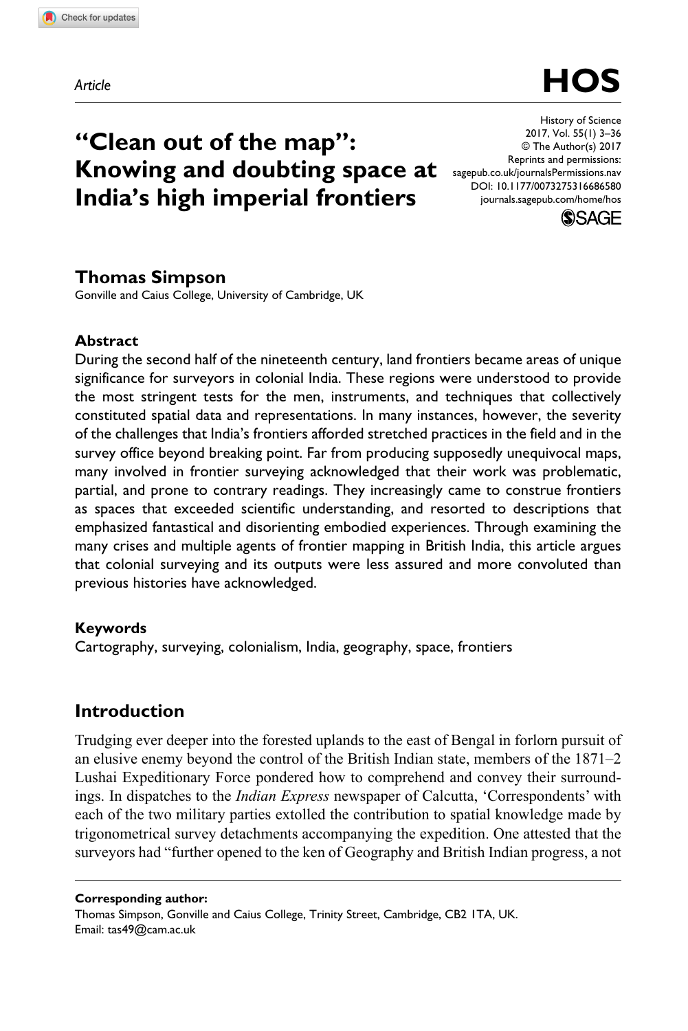*Article*

# "Clean out of the map": Knowing and doubting space at India's high imperial frontiers

**Thomas Simpson**
Gonville and Caius College, University of Cambridge, UK

History of Science
2017, Vol. 55(1) 3–36
© The Author(s) 2017
Reprints and permissions: sagepub.co.uk/journalsPermissions.nav
DOI: 10.1177/0073275316686580
journals.sagepub.com/home/hos

### Abstract

During the second half of the nineteenth century, land frontiers became areas of unique significance for surveyors in colonial India. These regions were understood to provide the most stringent tests for the men, instruments, and techniques that collectively constituted spatial data and representations. In many instances, however, the severity of the challenges that India's frontiers afforded stretched practices in the field and in the survey office beyond breaking point. Far from producing supposedly unequivocal maps, many involved in frontier surveying acknowledged that their work was problematic, partial, and prone to contrary readings. They increasingly came to construe frontiers as spaces that exceeded scientific understanding, and resorted to descriptions that emphasized fantastical and disorienting embodied experiences. Through examining the many crises and multiple agents of frontier mapping in British India, this article argues that colonial surveying and its outputs were less assured and more convoluted than previous histories have acknowledged.

### Keywords

Cartography, surveying, colonialism, India, geography, space, frontiers

## Introduction

Trudging ever deeper into the forested uplands to the east of Bengal in forlorn pursuit of an elusive enemy beyond the control of the British Indian state, members of the 1871–2 Lushai Expeditionary Force pondered how to comprehend and convey their surroundings. In dispatches to the *Indian Express* newspaper of Calcutta, 'Correspondents' with each of the two military parties extolled the contribution to spatial knowledge made by trigonometrical survey detachments accompanying the expedition. One attested that the surveyors had "further opened to the ken of Geography and British Indian progress, a not

**Corresponding author:**
Thomas Simpson, Gonville and Caius College, Trinity Street, Cambridge, CB2 1TA, UK.
Email: tas49@cam.ac.uk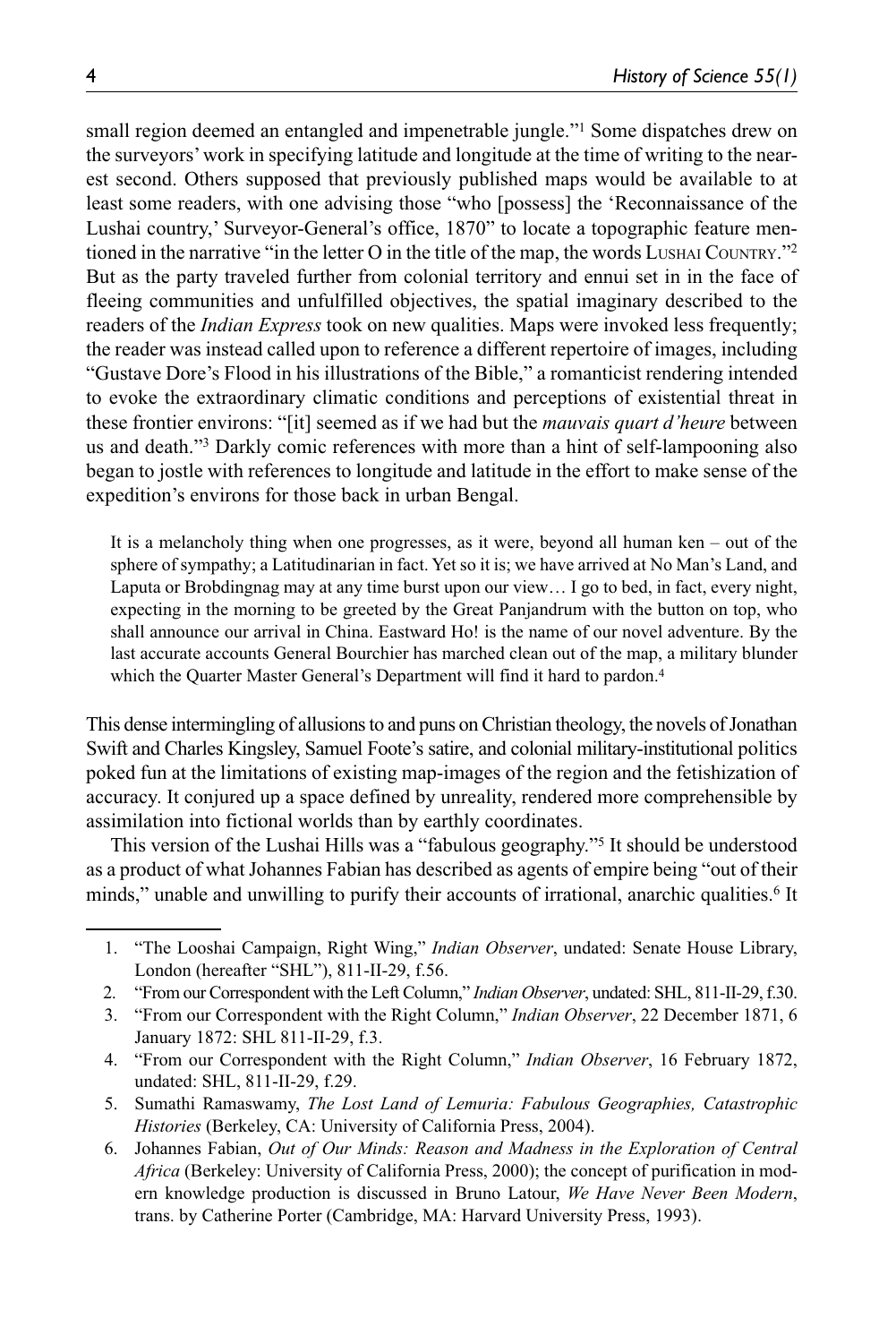small region deemed an entangled and impenetrable jungle."[1] Some dispatches drew on the surveyors' work in specifying latitude and longitude at the time of writing to the nearest second. Others supposed that previously published maps would be available to at least some readers, with one advising those "who [possess] the 'Reconnaissance of the Lushai country,' Surveyor-General's office, 1870" to locate a topographic feature mentioned in the narrative "in the letter O in the title of the map, the words LUSHAI COUNTRY."[2] But as the party traveled further from colonial territory and ennui set in in the face of fleeing communities and unfulfilled objectives, the spatial imaginary described to the readers of the *Indian Express* took on new qualities. Maps were invoked less frequently; the reader was instead called upon to reference a different repertoire of images, including "Gustave Dore's Flood in his illustrations of the Bible," a romanticist rendering intended to evoke the extraordinary climatic conditions and perceptions of existential threat in these frontier environs: "[it] seemed as if we had but the *mauvais quart d'heure* between us and death."[3] Darkly comic references with more than a hint of self-lampooning also began to jostle with references to longitude and latitude in the effort to make sense of the expedition's environs for those back in urban Bengal.

> It is a melancholy thing when one progresses, as it were, beyond all human ken – out of the sphere of sympathy; a Latitudinarian in fact. Yet so it is; we have arrived at No Man's Land, and Laputa or Brobdingnag may at any time burst upon our view… I go to bed, in fact, every night, expecting in the morning to be greeted by the Great Panjandrum with the button on top, who shall announce our arrival in China. Eastward Ho! is the name of our novel adventure. By the last accurate accounts General Bourchier has marched clean out of the map, a military blunder which the Quarter Master General's Department will find it hard to pardon.[4]

This dense intermingling of allusions to and puns on Christian theology, the novels of Jonathan Swift and Charles Kingsley, Samuel Foote's satire, and colonial military-institutional politics poked fun at the limitations of existing map-images of the region and the fetishization of accuracy. It conjured up a space defined by unreality, rendered more comprehensible by assimilation into fictional worlds than by earthly coordinates.

This version of the Lushai Hills was a "fabulous geography."[5] It should be understood as a product of what Johannes Fabian has described as agents of empire being "out of their minds," unable and unwilling to purify their accounts of irrational, anarchic qualities.[6] It

---

1. "The Looshai Campaign, Right Wing," *Indian Observer*, undated: Senate House Library, London (hereafter "SHL"), 811-II-29, f.56.
2. "From our Correspondent with the Left Column," *Indian Observer*, undated: SHL, 811-II-29, f.30.
3. "From our Correspondent with the Right Column," *Indian Observer*, 22 December 1871, 6 January 1872: SHL 811-II-29, f.3.
4. "From our Correspondent with the Right Column," *Indian Observer*, 16 February 1872, undated: SHL, 811-II-29, f.29.
5. Sumathi Ramaswamy, *The Lost Land of Lemuria: Fabulous Geographies, Catastrophic Histories* (Berkeley, CA: University of California Press, 2004).
6. Johannes Fabian, *Out of Our Minds: Reason and Madness in the Exploration of Central Africa* (Berkeley: University of California Press, 2000); the concept of purification in modern knowledge production is discussed in Bruno Latour, *We Have Never Been Modern*, trans. by Catherine Porter (Cambridge, MA: Harvard University Press, 1993).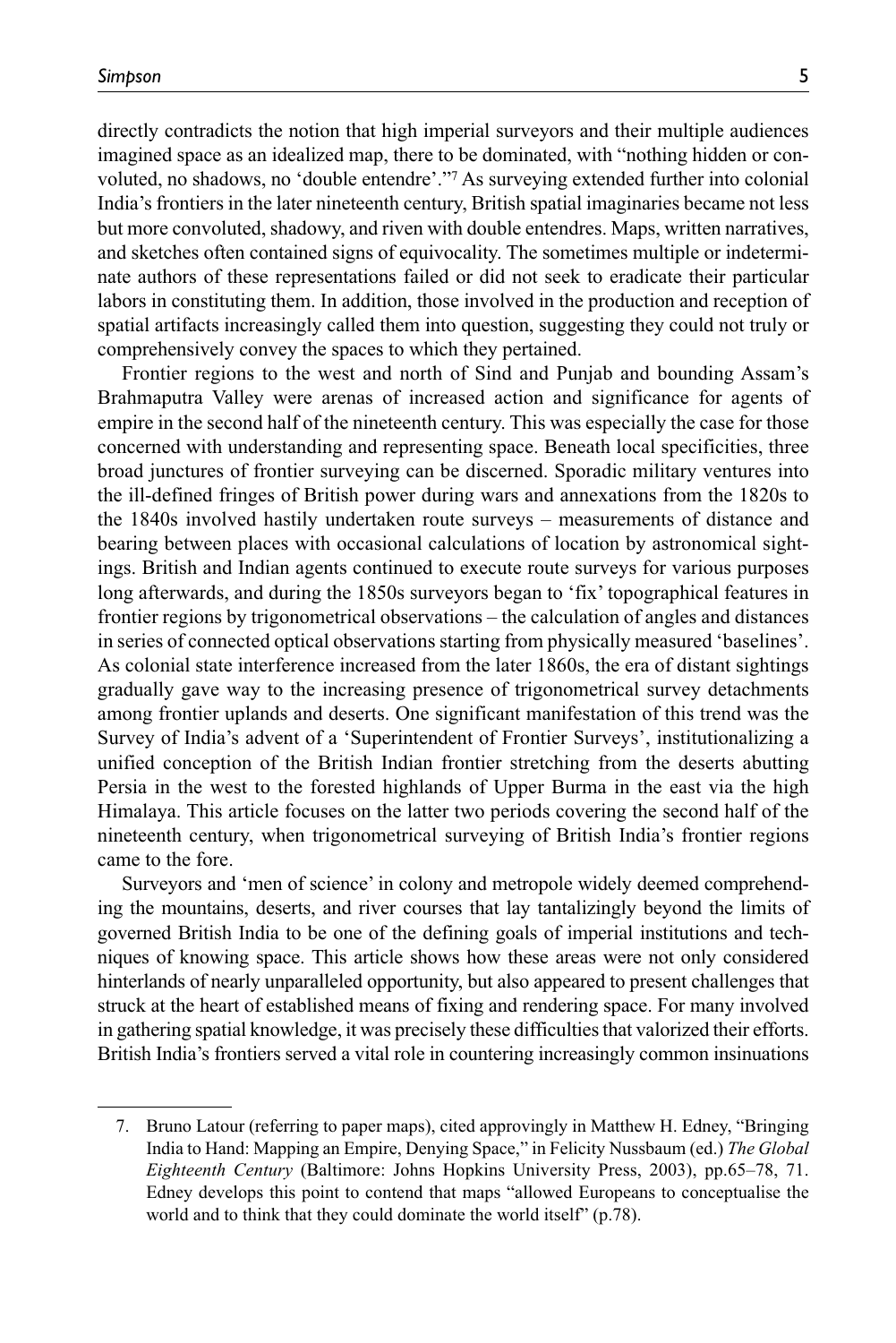directly contradicts the notion that high imperial surveyors and their multiple audiences imagined space as an idealized map, there to be dominated, with "nothing hidden or convoluted, no shadows, no 'double entendre'."[7] As surveying extended further into colonial India's frontiers in the later nineteenth century, British spatial imaginaries became not less but more convoluted, shadowy, and riven with double entendres. Maps, written narratives, and sketches often contained signs of equivocality. The sometimes multiple or indeterminate authors of these representations failed or did not seek to eradicate their particular labors in constituting them. In addition, those involved in the production and reception of spatial artifacts increasingly called them into question, suggesting they could not truly or comprehensively convey the spaces to which they pertained.

Frontier regions to the west and north of Sind and Punjab and bounding Assam's Brahmaputra Valley were arenas of increased action and significance for agents of empire in the second half of the nineteenth century. This was especially the case for those concerned with understanding and representing space. Beneath local specificities, three broad junctures of frontier surveying can be discerned. Sporadic military ventures into the ill-defined fringes of British power during wars and annexations from the 1820s to the 1840s involved hastily undertaken route surveys – measurements of distance and bearing between places with occasional calculations of location by astronomical sightings. British and Indian agents continued to execute route surveys for various purposes long afterwards, and during the 1850s surveyors began to 'fix' topographical features in frontier regions by trigonometrical observations – the calculation of angles and distances in series of connected optical observations starting from physically measured 'baselines'. As colonial state interference increased from the later 1860s, the era of distant sightings gradually gave way to the increasing presence of trigonometrical survey detachments among frontier uplands and deserts. One significant manifestation of this trend was the Survey of India's advent of a 'Superintendent of Frontier Surveys', institutionalizing a unified conception of the British Indian frontier stretching from the deserts abutting Persia in the west to the forested highlands of Upper Burma in the east via the high Himalaya. This article focuses on the latter two periods covering the second half of the nineteenth century, when trigonometrical surveying of British India's frontier regions came to the fore.

Surveyors and 'men of science' in colony and metropole widely deemed comprehending the mountains, deserts, and river courses that lay tantalizingly beyond the limits of governed British India to be one of the defining goals of imperial institutions and techniques of knowing space. This article shows how these areas were not only considered hinterlands of nearly unparalleled opportunity, but also appeared to present challenges that struck at the heart of established means of fixing and rendering space. For many involved in gathering spatial knowledge, it was precisely these difficulties that valorized their efforts. British India's frontiers served a vital role in countering increasingly common insinuations

7. Bruno Latour (referring to paper maps), cited approvingly in Matthew H. Edney, "Bringing India to Hand: Mapping an Empire, Denying Space," in Felicity Nussbaum (ed.) *The Global Eighteenth Century* (Baltimore: Johns Hopkins University Press, 2003), pp.65–78, 71. Edney develops this point to contend that maps "allowed Europeans to conceptualise the world and to think that they could dominate the world itself" (p.78).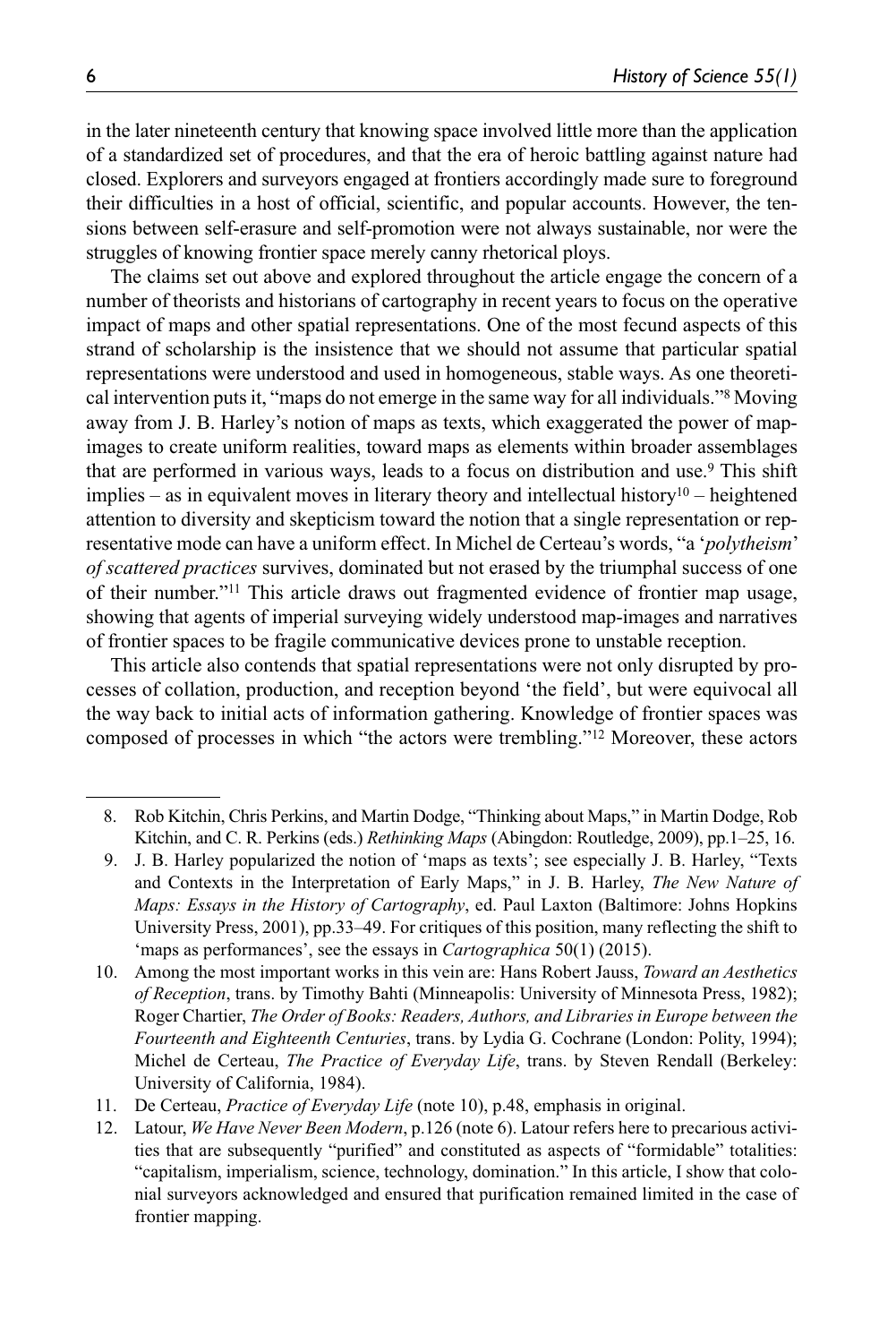in the later nineteenth century that knowing space involved little more than the application of a standardized set of procedures, and that the era of heroic battling against nature had closed. Explorers and surveyors engaged at frontiers accordingly made sure to foreground their difficulties in a host of official, scientific, and popular accounts. However, the tensions between self-erasure and self-promotion were not always sustainable, nor were the struggles of knowing frontier space merely canny rhetorical ploys.

The claims set out above and explored throughout the article engage the concern of a number of theorists and historians of cartography in recent years to focus on the operative impact of maps and other spatial representations. One of the most fecund aspects of this strand of scholarship is the insistence that we should not assume that particular spatial representations were understood and used in homogeneous, stable ways. As one theoretical intervention puts it, "maps do not emerge in the same way for all individuals."[8] Moving away from J. B. Harley's notion of maps as texts, which exaggerated the power of map-images to create uniform realities, toward maps as elements within broader assemblages that are performed in various ways, leads to a focus on distribution and use.[9] This shift implies – as in equivalent moves in literary theory and intellectual history[10] – heightened attention to diversity and skepticism toward the notion that a single representation or representative mode can have a uniform effect. In Michel de Certeau's words, "a '*polytheism*' *of scattered practices* survives, dominated but not erased by the triumphal success of one of their number."[11] This article draws out fragmented evidence of frontier map usage, showing that agents of imperial surveying widely understood map-images and narratives of frontier spaces to be fragile communicative devices prone to unstable reception.

This article also contends that spatial representations were not only disrupted by processes of collation, production, and reception beyond 'the field', but were equivocal all the way back to initial acts of information gathering. Knowledge of frontier spaces was composed of processes in which "the actors were trembling."[12] Moreover, these actors

8. Rob Kitchin, Chris Perkins, and Martin Dodge, "Thinking about Maps," in Martin Dodge, Rob Kitchin, and C. R. Perkins (eds.) *Rethinking Maps* (Abingdon: Routledge, 2009), pp.1–25, 16.
9. J. B. Harley popularized the notion of 'maps as texts'; see especially J. B. Harley, "Texts and Contexts in the Interpretation of Early Maps," in J. B. Harley, *The New Nature of Maps: Essays in the History of Cartography*, ed. Paul Laxton (Baltimore: Johns Hopkins University Press, 2001), pp.33–49. For critiques of this position, many reflecting the shift to 'maps as performances', see the essays in *Cartographica* 50(1) (2015).
10. Among the most important works in this vein are: Hans Robert Jauss, *Toward an Aesthetics of Reception*, trans. by Timothy Bahti (Minneapolis: University of Minnesota Press, 1982); Roger Chartier, *The Order of Books: Readers, Authors, and Libraries in Europe between the Fourteenth and Eighteenth Centuries*, trans. by Lydia G. Cochrane (London: Polity, 1994); Michel de Certeau, *The Practice of Everyday Life*, trans. by Steven Rendall (Berkeley: University of California, 1984).
11. De Certeau, *Practice of Everyday Life* (note 10), p.48, emphasis in original.
12. Latour, *We Have Never Been Modern*, p.126 (note 6). Latour refers here to precarious activities that are subsequently "purified" and constituted as aspects of "formidable" totalities: "capitalism, imperialism, science, technology, domination." In this article, I show that colonial surveyors acknowledged and ensured that purification remained limited in the case of frontier mapping.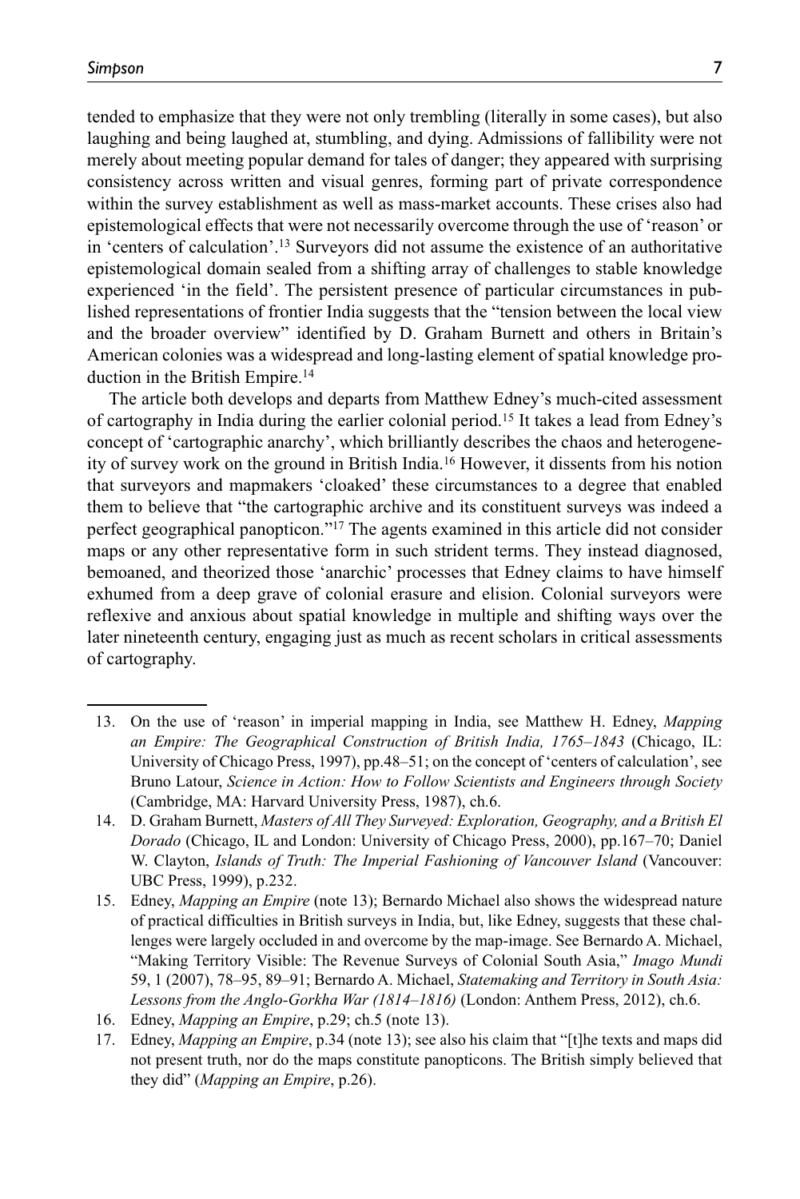tended to emphasize that they were not only trembling (literally in some cases), but also laughing and being laughed at, stumbling, and dying. Admissions of fallibility were not merely about meeting popular demand for tales of danger; they appeared with surprising consistency across written and visual genres, forming part of private correspondence within the survey establishment as well as mass-market accounts. These crises also had epistemological effects that were not necessarily overcome through the use of 'reason' or in 'centers of calculation'.[13] Surveyors did not assume the existence of an authoritative epistemological domain sealed from a shifting array of challenges to stable knowledge experienced 'in the field'. The persistent presence of particular circumstances in published representations of frontier India suggests that the "tension between the local view and the broader overview" identified by D. Graham Burnett and others in Britain's American colonies was a widespread and long-lasting element of spatial knowledge production in the British Empire.[14]

The article both develops and departs from Matthew Edney's much-cited assessment of cartography in India during the earlier colonial period.[15] It takes a lead from Edney's concept of 'cartographic anarchy', which brilliantly describes the chaos and heterogeneity of survey work on the ground in British India.[16] However, it dissents from his notion that surveyors and mapmakers 'cloaked' these circumstances to a degree that enabled them to believe that "the cartographic archive and its constituent surveys was indeed a perfect geographical panopticon."[17] The agents examined in this article did not consider maps or any other representative form in such strident terms. They instead diagnosed, bemoaned, and theorized those 'anarchic' processes that Edney claims to have himself exhumed from a deep grave of colonial erasure and elision. Colonial surveyors were reflexive and anxious about spatial knowledge in multiple and shifting ways over the later nineteenth century, engaging just as much as recent scholars in critical assessments of cartography.

13. On the use of 'reason' in imperial mapping in India, see Matthew H. Edney, *Mapping an Empire: The Geographical Construction of British India, 1765–1843* (Chicago, IL: University of Chicago Press, 1997), pp.48–51; on the concept of 'centers of calculation', see Bruno Latour, *Science in Action: How to Follow Scientists and Engineers through Society* (Cambridge, MA: Harvard University Press, 1987), ch.6.
14. D. Graham Burnett, *Masters of All They Surveyed: Exploration, Geography, and a British El Dorado* (Chicago, IL and London: University of Chicago Press, 2000), pp.167–70; Daniel W. Clayton, *Islands of Truth: The Imperial Fashioning of Vancouver Island* (Vancouver: UBC Press, 1999), p.232.
15. Edney, *Mapping an Empire* (note 13); Bernardo Michael also shows the widespread nature of practical difficulties in British surveys in India, but, like Edney, suggests that these challenges were largely occluded in and overcome by the map-image. See Bernardo A. Michael, "Making Territory Visible: The Revenue Surveys of Colonial South Asia," *Imago Mundi* 59, 1 (2007), 78–95, 89–91; Bernardo A. Michael, *Statemaking and Territory in South Asia: Lessons from the Anglo-Gorkha War (1814–1816)* (London: Anthem Press, 2012), ch.6.
16. Edney, *Mapping an Empire*, p.29; ch.5 (note 13).
17. Edney, *Mapping an Empire*, p.34 (note 13); see also his claim that "[t]he texts and maps did not present truth, nor do the maps constitute panopticons. The British simply believed that they did" (*Mapping an Empire*, p.26).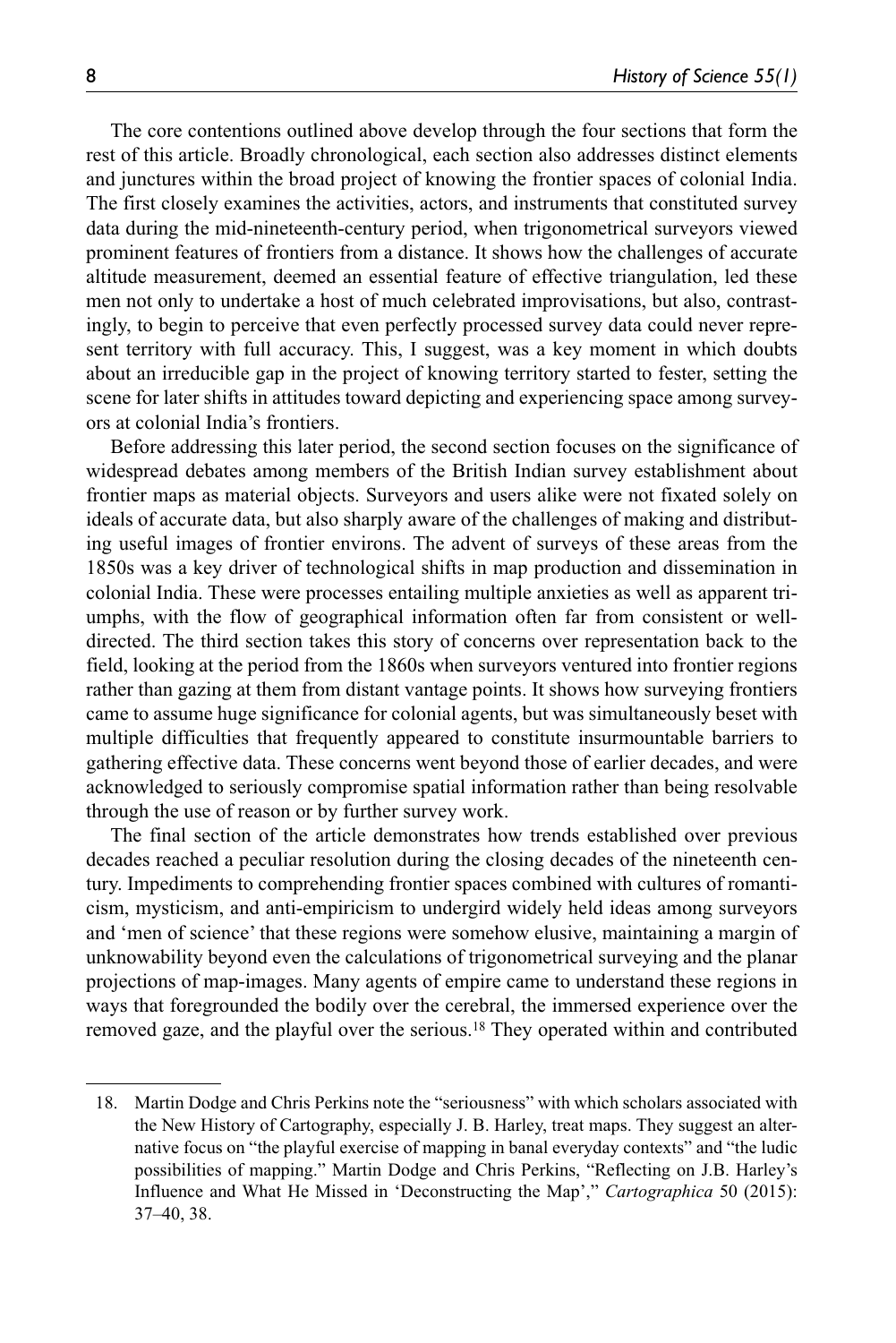The core contentions outlined above develop through the four sections that form the rest of this article. Broadly chronological, each section also addresses distinct elements and junctures within the broad project of knowing the frontier spaces of colonial India. The first closely examines the activities, actors, and instruments that constituted survey data during the mid-nineteenth-century period, when trigonometrical surveyors viewed prominent features of frontiers from a distance. It shows how the challenges of accurate altitude measurement, deemed an essential feature of effective triangulation, led these men not only to undertake a host of much celebrated improvisations, but also, contrastingly, to begin to perceive that even perfectly processed survey data could never represent territory with full accuracy. This, I suggest, was a key moment in which doubts about an irreducible gap in the project of knowing territory started to fester, setting the scene for later shifts in attitudes toward depicting and experiencing space among surveyors at colonial India's frontiers.

Before addressing this later period, the second section focuses on the significance of widespread debates among members of the British Indian survey establishment about frontier maps as material objects. Surveyors and users alike were not fixated solely on ideals of accurate data, but also sharply aware of the challenges of making and distributing useful images of frontier environs. The advent of surveys of these areas from the 1850s was a key driver of technological shifts in map production and dissemination in colonial India. These were processes entailing multiple anxieties as well as apparent triumphs, with the flow of geographical information often far from consistent or well-directed. The third section takes this story of concerns over representation back to the field, looking at the period from the 1860s when surveyors ventured into frontier regions rather than gazing at them from distant vantage points. It shows how surveying frontiers came to assume huge significance for colonial agents, but was simultaneously beset with multiple difficulties that frequently appeared to constitute insurmountable barriers to gathering effective data. These concerns went beyond those of earlier decades, and were acknowledged to seriously compromise spatial information rather than being resolvable through the use of reason or by further survey work.

The final section of the article demonstrates how trends established over previous decades reached a peculiar resolution during the closing decades of the nineteenth century. Impediments to comprehending frontier spaces combined with cultures of romanticism, mysticism, and anti-empiricism to undergird widely held ideas among surveyors and 'men of science' that these regions were somehow elusive, maintaining a margin of unknowability beyond even the calculations of trigonometrical surveying and the planar projections of map-images. Many agents of empire came to understand these regions in ways that foregrounded the bodily over the cerebral, the immersed experience over the removed gaze, and the playful over the serious.[18] They operated within and contributed

18. Martin Dodge and Chris Perkins note the "seriousness" with which scholars associated with the New History of Cartography, especially J. B. Harley, treat maps. They suggest an alternative focus on "the playful exercise of mapping in banal everyday contexts" and "the ludic possibilities of mapping." Martin Dodge and Chris Perkins, "Reflecting on J.B. Harley's Influence and What He Missed in 'Deconstructing the Map'," *Cartographica* 50 (2015): 37–40, 38.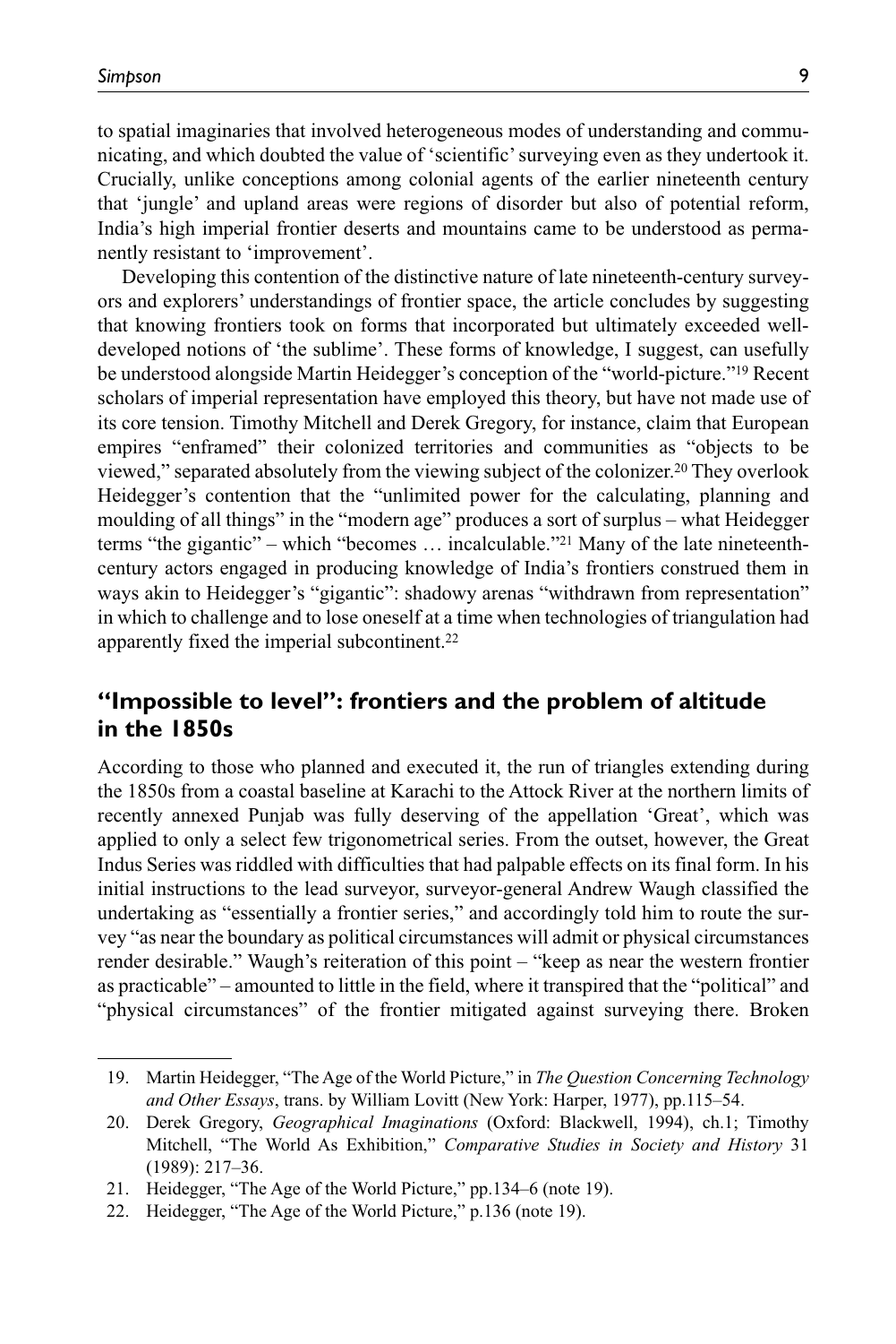to spatial imaginaries that involved heterogeneous modes of understanding and communicating, and which doubted the value of 'scientific' surveying even as they undertook it. Crucially, unlike conceptions among colonial agents of the earlier nineteenth century that 'jungle' and upland areas were regions of disorder but also of potential reform, India's high imperial frontier deserts and mountains came to be understood as permanently resistant to 'improvement'.

Developing this contention of the distinctive nature of late nineteenth-century surveyors and explorers' understandings of frontier space, the article concludes by suggesting that knowing frontiers took on forms that incorporated but ultimately exceeded well-developed notions of 'the sublime'. These forms of knowledge, I suggest, can usefully be understood alongside Martin Heidegger's conception of the "world-picture."[19] Recent scholars of imperial representation have employed this theory, but have not made use of its core tension. Timothy Mitchell and Derek Gregory, for instance, claim that European empires "enframed" their colonized territories and communities as "objects to be viewed," separated absolutely from the viewing subject of the colonizer.[20] They overlook Heidegger's contention that the "unlimited power for the calculating, planning and moulding of all things" in the "modern age" produces a sort of surplus – what Heidegger terms "the gigantic" – which "becomes … incalculable."[21] Many of the late nineteenth-century actors engaged in producing knowledge of India's frontiers construed them in ways akin to Heidegger's "gigantic": shadowy arenas "withdrawn from representation" in which to challenge and to lose oneself at a time when technologies of triangulation had apparently fixed the imperial subcontinent.[22]

## "Impossible to level": frontiers and the problem of altitude in the 1850s

According to those who planned and executed it, the run of triangles extending during the 1850s from a coastal baseline at Karachi to the Attock River at the northern limits of recently annexed Punjab was fully deserving of the appellation 'Great', which was applied to only a select few trigonometrical series. From the outset, however, the Great Indus Series was riddled with difficulties that had palpable effects on its final form. In his initial instructions to the lead surveyor, surveyor-general Andrew Waugh classified the undertaking as "essentially a frontier series," and accordingly told him to route the survey "as near the boundary as political circumstances will admit or physical circumstances render desirable." Waugh's reiteration of this point – "keep as near the western frontier as practicable" – amounted to little in the field, where it transpired that the "political" and "physical circumstances" of the frontier mitigated against surveying there. Broken

19. Martin Heidegger, "The Age of the World Picture," in *The Question Concerning Technology and Other Essays*, trans. by William Lovitt (New York: Harper, 1977), pp.115–54.
20. Derek Gregory, *Geographical Imaginations* (Oxford: Blackwell, 1994), ch.1; Timothy Mitchell, "The World As Exhibition," *Comparative Studies in Society and History* 31 (1989): 217–36.
21. Heidegger, "The Age of the World Picture," pp.134–6 (note 19).
22. Heidegger, "The Age of the World Picture," p.136 (note 19).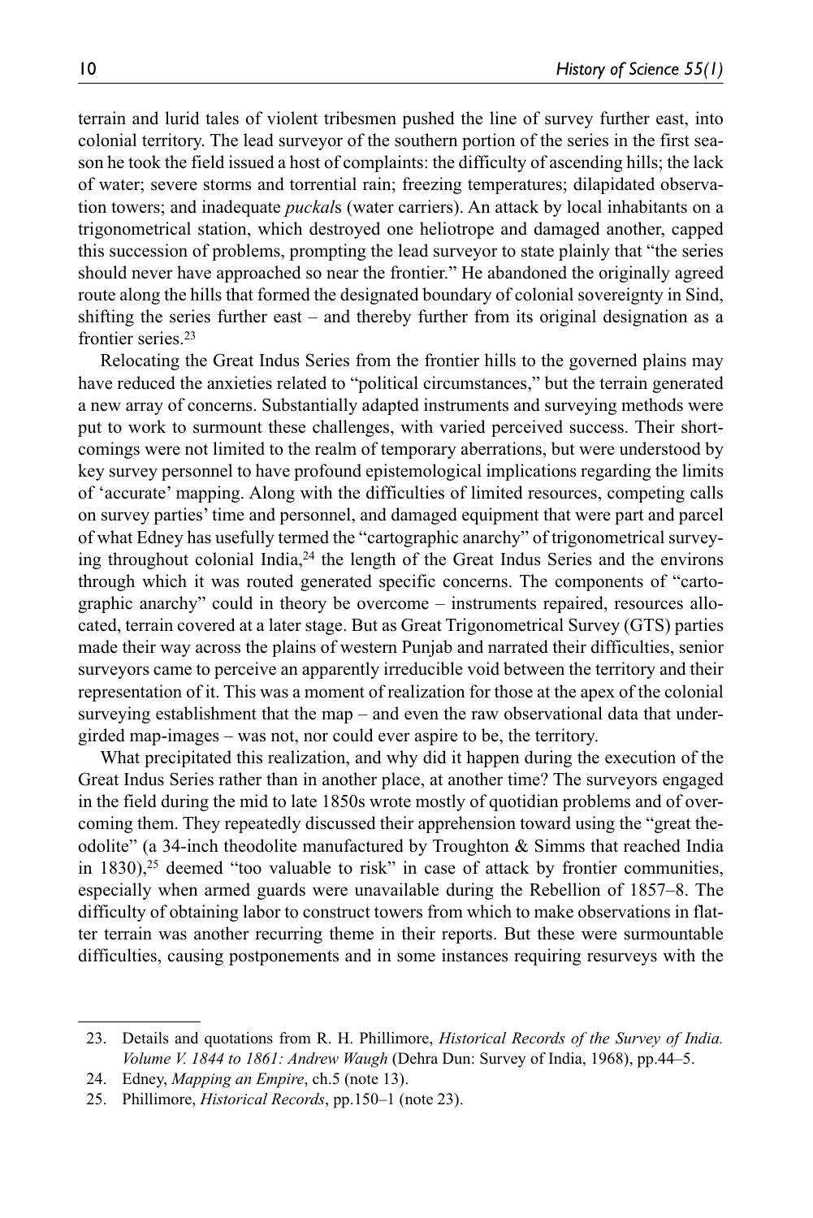terrain and lurid tales of violent tribesmen pushed the line of survey further east, into colonial territory. The lead surveyor of the southern portion of the series in the first season he took the field issued a host of complaints: the difficulty of ascending hills; the lack of water; severe storms and torrential rain; freezing temperatures; dilapidated observation towers; and inadequate *puckal*s (water carriers). An attack by local inhabitants on a trigonometrical station, which destroyed one heliotrope and damaged another, capped this succession of problems, prompting the lead surveyor to state plainly that "the series should never have approached so near the frontier." He abandoned the originally agreed route along the hills that formed the designated boundary of colonial sovereignty in Sind, shifting the series further east – and thereby further from its original designation as a frontier series.[23]

Relocating the Great Indus Series from the frontier hills to the governed plains may have reduced the anxieties related to "political circumstances," but the terrain generated a new array of concerns. Substantially adapted instruments and surveying methods were put to work to surmount these challenges, with varied perceived success. Their shortcomings were not limited to the realm of temporary aberrations, but were understood by key survey personnel to have profound epistemological implications regarding the limits of 'accurate' mapping. Along with the difficulties of limited resources, competing calls on survey parties' time and personnel, and damaged equipment that were part and parcel of what Edney has usefully termed the "cartographic anarchy" of trigonometrical surveying throughout colonial India,[24] the length of the Great Indus Series and the environs through which it was routed generated specific concerns. The components of "cartographic anarchy" could in theory be overcome – instruments repaired, resources allocated, terrain covered at a later stage. But as Great Trigonometrical Survey (GTS) parties made their way across the plains of western Punjab and narrated their difficulties, senior surveyors came to perceive an apparently irreducible void between the territory and their representation of it. This was a moment of realization for those at the apex of the colonial surveying establishment that the map – and even the raw observational data that undergirded map-images – was not, nor could ever aspire to be, the territory.

What precipitated this realization, and why did it happen during the execution of the Great Indus Series rather than in another place, at another time? The surveyors engaged in the field during the mid to late 1850s wrote mostly of quotidian problems and of overcoming them. They repeatedly discussed their apprehension toward using the "great theodolite" (a 34-inch theodolite manufactured by Troughton & Simms that reached India in 1830),[25] deemed "too valuable to risk" in case of attack by frontier communities, especially when armed guards were unavailable during the Rebellion of 1857–8. The difficulty of obtaining labor to construct towers from which to make observations in flatter terrain was another recurring theme in their reports. But these were surmountable difficulties, causing postponements and in some instances requiring resurveys with the

23. Details and quotations from R. H. Phillimore, *Historical Records of the Survey of India. Volume V. 1844 to 1861: Andrew Waugh* (Dehra Dun: Survey of India, 1968), pp.44–5.

24. Edney, *Mapping an Empire*, ch.5 (note 13).

25. Phillimore, *Historical Records*, pp.150–1 (note 23).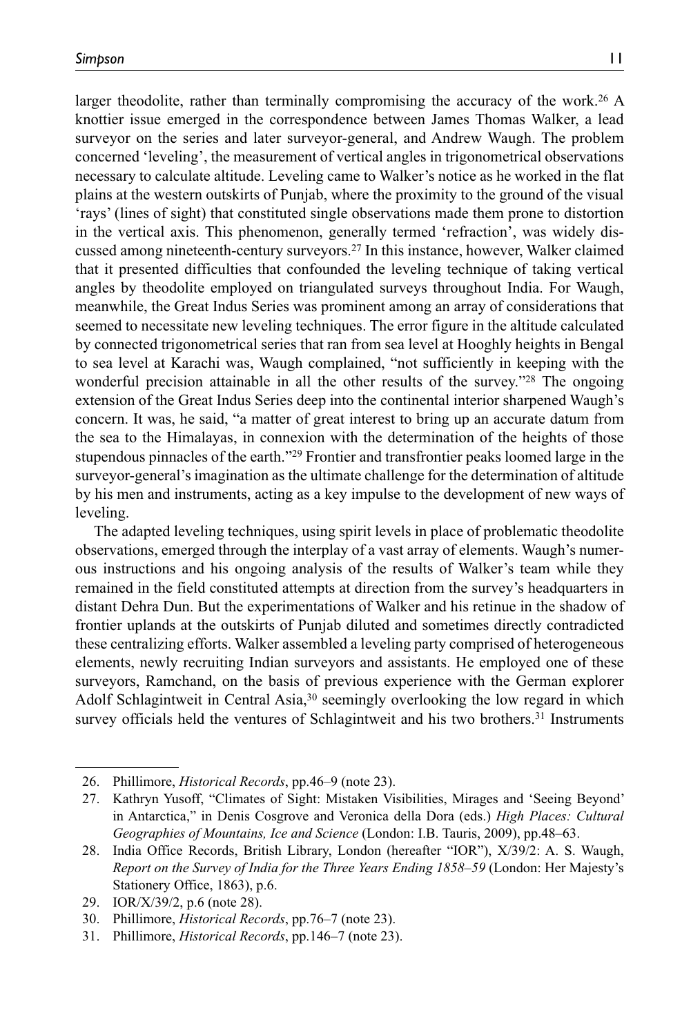larger theodolite, rather than terminally compromising the accuracy of the work.[26] A knottier issue emerged in the correspondence between James Thomas Walker, a lead surveyor on the series and later surveyor-general, and Andrew Waugh. The problem concerned 'leveling', the measurement of vertical angles in trigonometrical observations necessary to calculate altitude. Leveling came to Walker's notice as he worked in the flat plains at the western outskirts of Punjab, where the proximity to the ground of the visual 'rays' (lines of sight) that constituted single observations made them prone to distortion in the vertical axis. This phenomenon, generally termed 'refraction', was widely discussed among nineteenth-century surveyors.[27] In this instance, however, Walker claimed that it presented difficulties that confounded the leveling technique of taking vertical angles by theodolite employed on triangulated surveys throughout India. For Waugh, meanwhile, the Great Indus Series was prominent among an array of considerations that seemed to necessitate new leveling techniques. The error figure in the altitude calculated by connected trigonometrical series that ran from sea level at Hooghly heights in Bengal to sea level at Karachi was, Waugh complained, "not sufficiently in keeping with the wonderful precision attainable in all the other results of the survey."[28] The ongoing extension of the Great Indus Series deep into the continental interior sharpened Waugh's concern. It was, he said, "a matter of great interest to bring up an accurate datum from the sea to the Himalayas, in connexion with the determination of the heights of those stupendous pinnacles of the earth."[29] Frontier and transfrontier peaks loomed large in the surveyor-general's imagination as the ultimate challenge for the determination of altitude by his men and instruments, acting as a key impulse to the development of new ways of leveling.

The adapted leveling techniques, using spirit levels in place of problematic theodolite observations, emerged through the interplay of a vast array of elements. Waugh's numerous instructions and his ongoing analysis of the results of Walker's team while they remained in the field constituted attempts at direction from the survey's headquarters in distant Dehra Dun. But the experimentations of Walker and his retinue in the shadow of frontier uplands at the outskirts of Punjab diluted and sometimes directly contradicted these centralizing efforts. Walker assembled a leveling party comprised of heterogeneous elements, newly recruiting Indian surveyors and assistants. He employed one of these surveyors, Ramchand, on the basis of previous experience with the German explorer Adolf Schlagintweit in Central Asia,[30] seemingly overlooking the low regard in which survey officials held the ventures of Schlagintweit and his two brothers.[31] Instruments

26. Phillimore, *Historical Records*, pp.46–9 (note 23).
27. Kathryn Yusoff, "Climates of Sight: Mistaken Visibilities, Mirages and 'Seeing Beyond' in Antarctica," in Denis Cosgrove and Veronica della Dora (eds.) *High Places: Cultural Geographies of Mountains, Ice and Science* (London: I.B. Tauris, 2009), pp.48–63.
28. India Office Records, British Library, London (hereafter "IOR"), X/39/2: A. S. Waugh, *Report on the Survey of India for the Three Years Ending 1858–59* (London: Her Majesty's Stationery Office, 1863), p.6.
29. IOR/X/39/2, p.6 (note 28).
30. Phillimore, *Historical Records*, pp.76–7 (note 23).
31. Phillimore, *Historical Records*, pp.146–7 (note 23).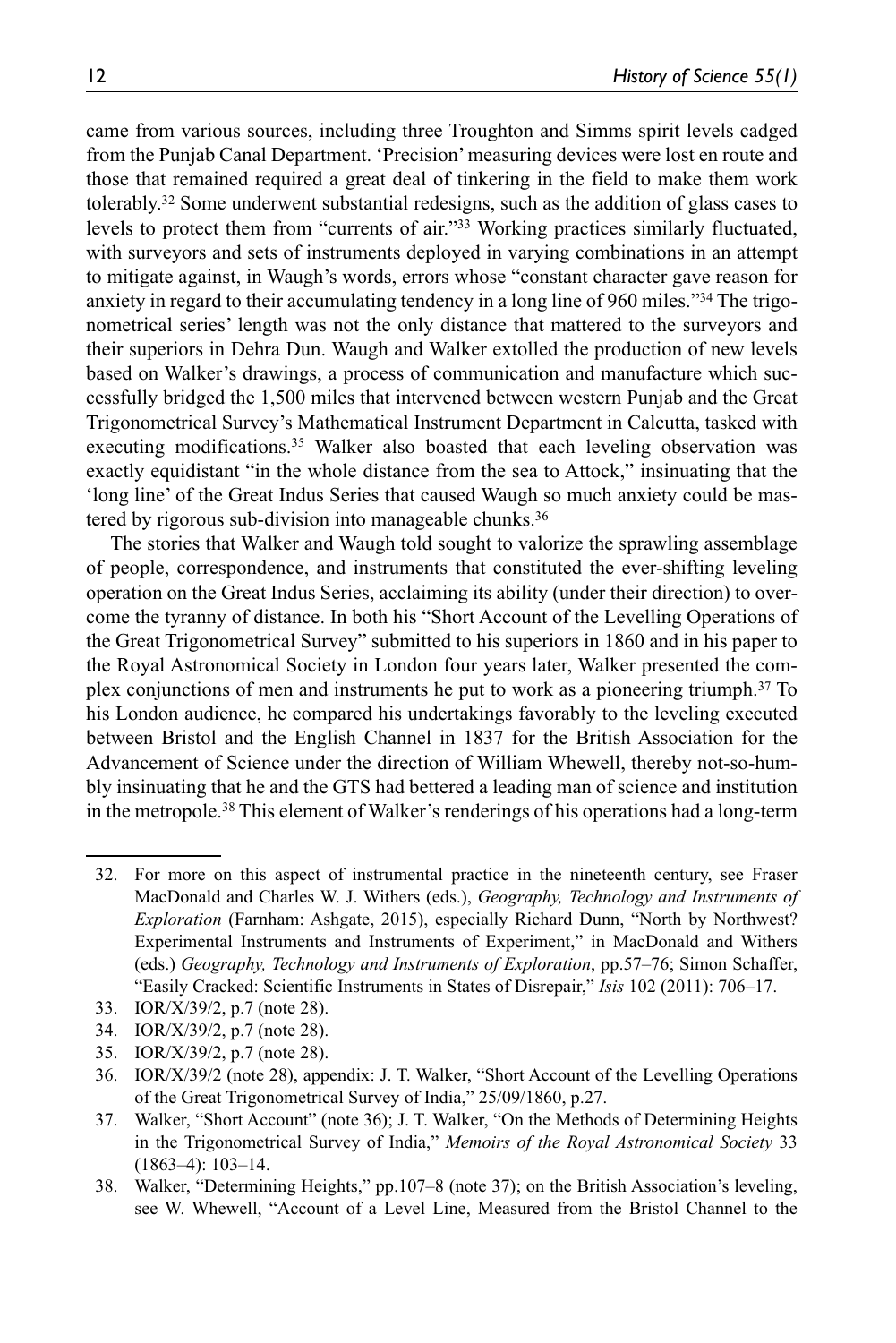came from various sources, including three Troughton and Simms spirit levels cadged from the Punjab Canal Department. 'Precision' measuring devices were lost en route and those that remained required a great deal of tinkering in the field to make them work tolerably.[32] Some underwent substantial redesigns, such as the addition of glass cases to levels to protect them from "currents of air."[33] Working practices similarly fluctuated, with surveyors and sets of instruments deployed in varying combinations in an attempt to mitigate against, in Waugh's words, errors whose "constant character gave reason for anxiety in regard to their accumulating tendency in a long line of 960 miles."[34] The trigonometrical series' length was not the only distance that mattered to the surveyors and their superiors in Dehra Dun. Waugh and Walker extolled the production of new levels based on Walker's drawings, a process of communication and manufacture which successfully bridged the 1,500 miles that intervened between western Punjab and the Great Trigonometrical Survey's Mathematical Instrument Department in Calcutta, tasked with executing modifications.[35] Walker also boasted that each leveling observation was exactly equidistant "in the whole distance from the sea to Attock," insinuating that the 'long line' of the Great Indus Series that caused Waugh so much anxiety could be mastered by rigorous sub-division into manageable chunks.[36]

The stories that Walker and Waugh told sought to valorize the sprawling assemblage of people, correspondence, and instruments that constituted the ever-shifting leveling operation on the Great Indus Series, acclaiming its ability (under their direction) to overcome the tyranny of distance. In both his "Short Account of the Levelling Operations of the Great Trigonometrical Survey" submitted to his superiors in 1860 and in his paper to the Royal Astronomical Society in London four years later, Walker presented the complex conjunctions of men and instruments he put to work as a pioneering triumph.[37] To his London audience, he compared his undertakings favorably to the leveling executed between Bristol and the English Channel in 1837 for the British Association for the Advancement of Science under the direction of William Whewell, thereby not-so-humbly insinuating that he and the GTS had bettered a leading man of science and institution in the metropole.[38] This element of Walker's renderings of his operations had a long-term

32. For more on this aspect of instrumental practice in the nineteenth century, see Fraser MacDonald and Charles W. J. Withers (eds.), *Geography, Technology and Instruments of Exploration* (Farnham: Ashgate, 2015), especially Richard Dunn, "North by Northwest? Experimental Instruments and Instruments of Experiment," in MacDonald and Withers (eds.) *Geography, Technology and Instruments of Exploration*, pp.57–76; Simon Schaffer, "Easily Cracked: Scientific Instruments in States of Disrepair," *Isis* 102 (2011): 706–17.
33. IOR/X/39/2, p.7 (note 28).
34. IOR/X/39/2, p.7 (note 28).
35. IOR/X/39/2, p.7 (note 28).
36. IOR/X/39/2 (note 28), appendix: J. T. Walker, "Short Account of the Levelling Operations of the Great Trigonometrical Survey of India," 25/09/1860, p.27.
37. Walker, "Short Account" (note 36); J. T. Walker, "On the Methods of Determining Heights in the Trigonometrical Survey of India," *Memoirs of the Royal Astronomical Society* 33 (1863–4): 103–14.
38. Walker, "Determining Heights," pp.107–8 (note 37); on the British Association's leveling, see W. Whewell, "Account of a Level Line, Measured from the Bristol Channel to the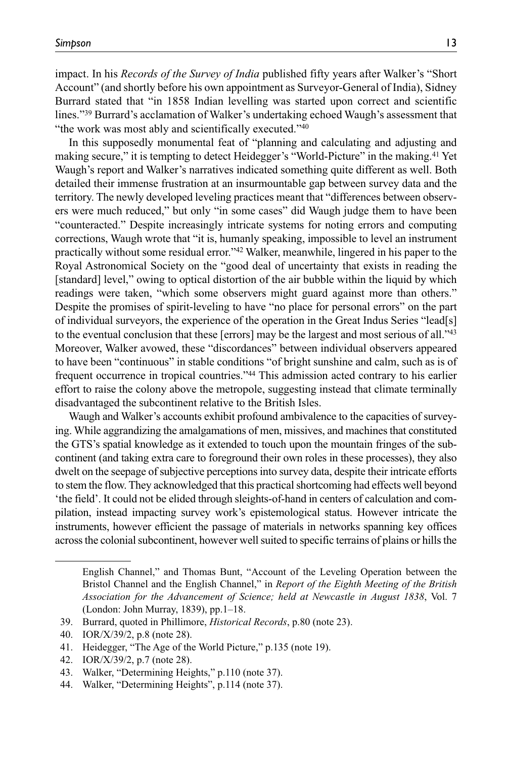impact. In his *Records of the Survey of India* published fifty years after Walker's "Short Account" (and shortly before his own appointment as Surveyor-General of India), Sidney Burrard stated that "in 1858 Indian levelling was started upon correct and scientific lines."[39] Burrard's acclamation of Walker's undertaking echoed Waugh's assessment that "the work was most ably and scientifically executed."[40]

In this supposedly monumental feat of "planning and calculating and adjusting and making secure," it is tempting to detect Heidegger's "World-Picture" in the making.[41] Yet Waugh's report and Walker's narratives indicated something quite different as well. Both detailed their immense frustration at an insurmountable gap between survey data and the territory. The newly developed leveling practices meant that "differences between observers were much reduced," but only "in some cases" did Waugh judge them to have been "counteracted." Despite increasingly intricate systems for noting errors and computing corrections, Waugh wrote that "it is, humanly speaking, impossible to level an instrument practically without some residual error."[42] Walker, meanwhile, lingered in his paper to the Royal Astronomical Society on the "good deal of uncertainty that exists in reading the [standard] level," owing to optical distortion of the air bubble within the liquid by which readings were taken, "which some observers might guard against more than others." Despite the promises of spirit-leveling to have "no place for personal errors" on the part of individual surveyors, the experience of the operation in the Great Indus Series "lead[s] to the eventual conclusion that these [errors] may be the largest and most serious of all."[43] Moreover, Walker avowed, these "discordances" between individual observers appeared to have been "continuous" in stable conditions "of bright sunshine and calm, such as is of frequent occurrence in tropical countries."[44] This admission acted contrary to his earlier effort to raise the colony above the metropole, suggesting instead that climate terminally disadvantaged the subcontinent relative to the British Isles.

Waugh and Walker's accounts exhibit profound ambivalence to the capacities of surveying. While aggrandizing the amalgamations of men, missives, and machines that constituted the GTS's spatial knowledge as it extended to touch upon the mountain fringes of the subcontinent (and taking extra care to foreground their own roles in these processes), they also dwelt on the seepage of subjective perceptions into survey data, despite their intricate efforts to stem the flow. They acknowledged that this practical shortcoming had effects well beyond 'the field'. It could not be elided through sleights-of-hand in centers of calculation and compilation, instead impacting survey work's epistemological status. However intricate the instruments, however efficient the passage of materials in networks spanning key offices across the colonial subcontinent, however well suited to specific terrains of plains or hills the

English Channel," and Thomas Bunt, "Account of the Leveling Operation between the Bristol Channel and the English Channel," in *Report of the Eighth Meeting of the British Association for the Advancement of Science; held at Newcastle in August 1838*, Vol. 7 (London: John Murray, 1839), pp.1–18.

39. Burrard, quoted in Phillimore, *Historical Records*, p.80 (note 23).
40. IOR/X/39/2, p.8 (note 28).
41. Heidegger, "The Age of the World Picture," p.135 (note 19).
42. IOR/X/39/2, p.7 (note 28).
43. Walker, "Determining Heights," p.110 (note 37).
44. Walker, "Determining Heights", p.114 (note 37).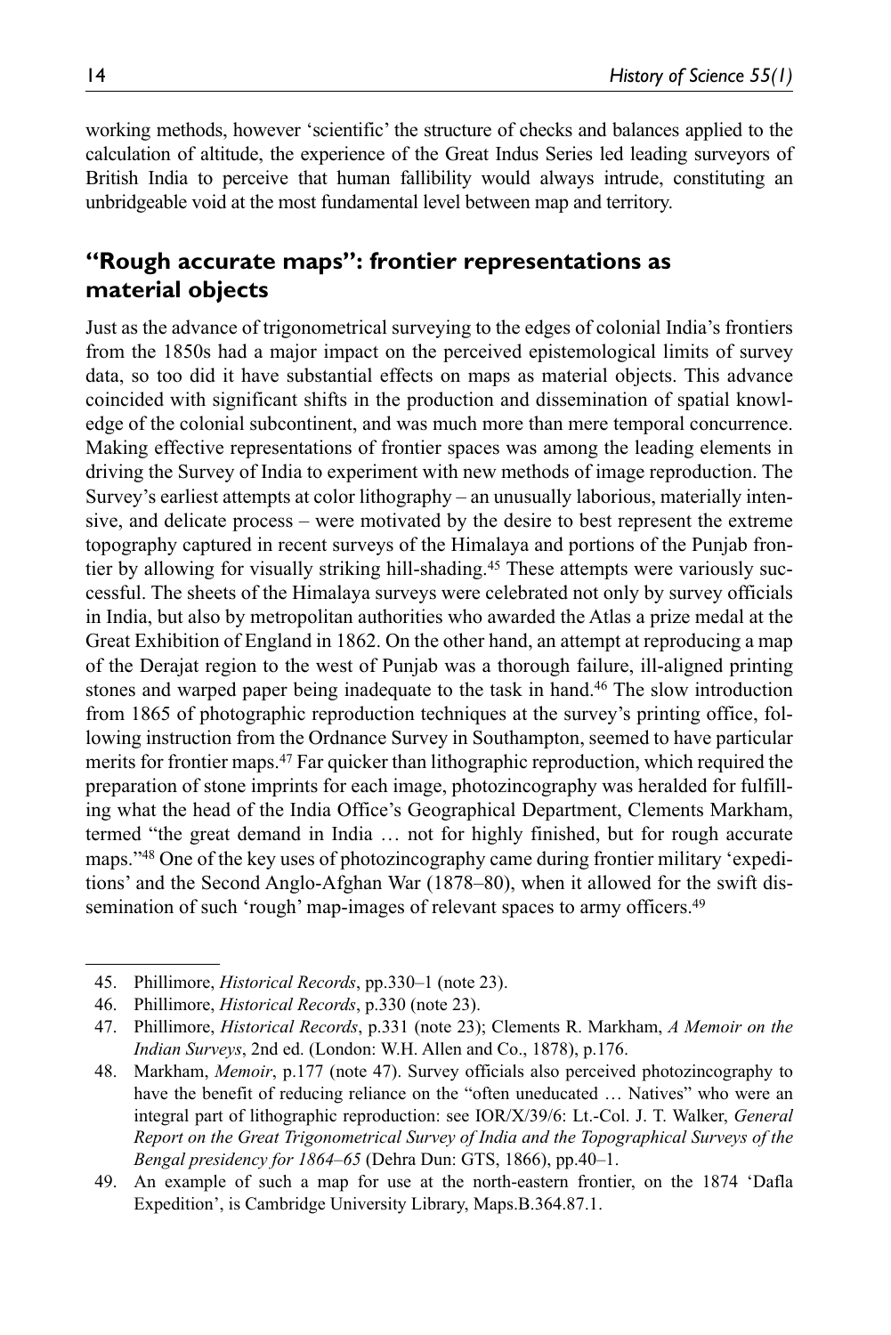working methods, however 'scientific' the structure of checks and balances applied to the calculation of altitude, the experience of the Great Indus Series led leading surveyors of British India to perceive that human fallibility would always intrude, constituting an unbridgeable void at the most fundamental level between map and territory.

## "Rough accurate maps": frontier representations as material objects

Just as the advance of trigonometrical surveying to the edges of colonial India's frontiers from the 1850s had a major impact on the perceived epistemological limits of survey data, so too did it have substantial effects on maps as material objects. This advance coincided with significant shifts in the production and dissemination of spatial knowledge of the colonial subcontinent, and was much more than mere temporal concurrence. Making effective representations of frontier spaces was among the leading elements in driving the Survey of India to experiment with new methods of image reproduction. The Survey's earliest attempts at color lithography – an unusually laborious, materially intensive, and delicate process – were motivated by the desire to best represent the extreme topography captured in recent surveys of the Himalaya and portions of the Punjab frontier by allowing for visually striking hill-shading.[45] These attempts were variously successful. The sheets of the Himalaya surveys were celebrated not only by survey officials in India, but also by metropolitan authorities who awarded the Atlas a prize medal at the Great Exhibition of England in 1862. On the other hand, an attempt at reproducing a map of the Derajat region to the west of Punjab was a thorough failure, ill-aligned printing stones and warped paper being inadequate to the task in hand.[46] The slow introduction from 1865 of photographic reproduction techniques at the survey's printing office, following instruction from the Ordnance Survey in Southampton, seemed to have particular merits for frontier maps.[47] Far quicker than lithographic reproduction, which required the preparation of stone imprints for each image, photozincography was heralded for fulfilling what the head of the India Office's Geographical Department, Clements Markham, termed "the great demand in India … not for highly finished, but for rough accurate maps."[48] One of the key uses of photozincography came during frontier military 'expeditions' and the Second Anglo-Afghan War (1878–80), when it allowed for the swift dissemination of such 'rough' map-images of relevant spaces to army officers.[49]

45. Phillimore, *Historical Records*, pp.330–1 (note 23).
46. Phillimore, *Historical Records*, p.330 (note 23).
47. Phillimore, *Historical Records*, p.331 (note 23); Clements R. Markham, *A Memoir on the Indian Surveys*, 2nd ed. (London: W.H. Allen and Co., 1878), p.176.
48. Markham, *Memoir*, p.177 (note 47). Survey officials also perceived photozincography to have the benefit of reducing reliance on the "often uneducated … Natives" who were an integral part of lithographic reproduction: see IOR/X/39/6: Lt.-Col. J. T. Walker, *General Report on the Great Trigonometrical Survey of India and the Topographical Surveys of the Bengal presidency for 1864–65* (Dehra Dun: GTS, 1866), pp.40–1.
49. An example of such a map for use at the north-eastern frontier, on the 1874 'Dafla Expedition', is Cambridge University Library, Maps.B.364.87.1.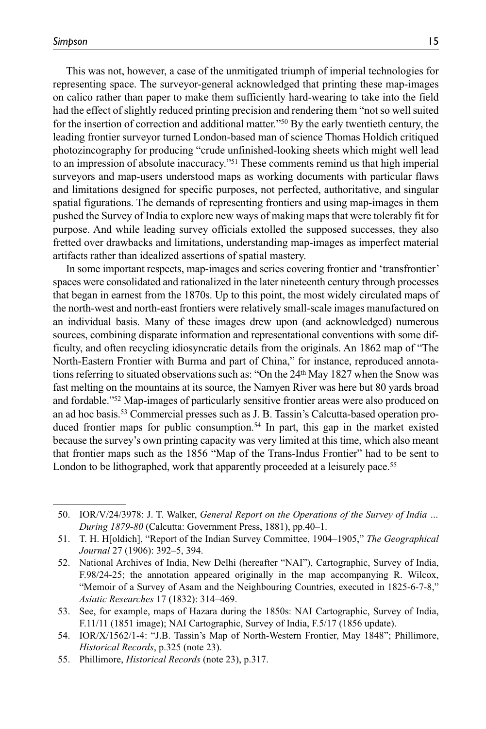This was not, however, a case of the unmitigated triumph of imperial technologies for representing space. The surveyor-general acknowledged that printing these map-images on calico rather than paper to make them sufficiently hard-wearing to take into the field had the effect of slightly reduced printing precision and rendering them "not so well suited for the insertion of correction and additional matter."[50] By the early twentieth century, the leading frontier surveyor turned London-based man of science Thomas Holdich critiqued photozincography for producing "crude unfinished-looking sheets which might well lead to an impression of absolute inaccuracy."[51] These comments remind us that high imperial surveyors and map-users understood maps as working documents with particular flaws and limitations designed for specific purposes, not perfected, authoritative, and singular spatial figurations. The demands of representing frontiers and using map-images in them pushed the Survey of India to explore new ways of making maps that were tolerably fit for purpose. And while leading survey officials extolled the supposed successes, they also fretted over drawbacks and limitations, understanding map-images as imperfect material artifacts rather than idealized assertions of spatial mastery.

In some important respects, map-images and series covering frontier and 'transfrontier' spaces were consolidated and rationalized in the later nineteenth century through processes that began in earnest from the 1870s. Up to this point, the most widely circulated maps of the north-west and north-east frontiers were relatively small-scale images manufactured on an individual basis. Many of these images drew upon (and acknowledged) numerous sources, combining disparate information and representational conventions with some difficulty, and often recycling idiosyncratic details from the originals. An 1862 map of "The North-Eastern Frontier with Burma and part of China," for instance, reproduced annotations referring to situated observations such as: "On the 24th May 1827 when the Snow was fast melting on the mountains at its source, the Namyen River was here but 80 yards broad and fordable."[52] Map-images of particularly sensitive frontier areas were also produced on an ad hoc basis.[53] Commercial presses such as J. B. Tassin's Calcutta-based operation produced frontier maps for public consumption.[54] In part, this gap in the market existed because the survey's own printing capacity was very limited at this time, which also meant that frontier maps such as the 1856 "Map of the Trans-Indus Frontier" had to be sent to London to be lithographed, work that apparently proceeded at a leisurely pace.[55]

---

50. IOR/V/24/3978: J. T. Walker, *General Report on the Operations of the Survey of India … During 1879-80* (Calcutta: Government Press, 1881), pp.40–1.
51. T. H. H[oldich], "Report of the Indian Survey Committee, 1904–1905," *The Geographical Journal* 27 (1906): 392–5, 394.
52. National Archives of India, New Delhi (hereafter "NAI"), Cartographic, Survey of India, F.98/24-25; the annotation appeared originally in the map accompanying R. Wilcox, "Memoir of a Survey of Asam and the Neighbouring Countries, executed in 1825-6-7-8," *Asiatic Researches* 17 (1832): 314–469.
53. See, for example, maps of Hazara during the 1850s: NAI Cartographic, Survey of India, F.11/11 (1851 image); NAI Cartographic, Survey of India, F.5/17 (1856 update).
54. IOR/X/1562/1-4: "J.B. Tassin's Map of North-Western Frontier, May 1848"; Phillimore, *Historical Records*, p.325 (note 23).
55. Phillimore, *Historical Records* (note 23), p.317.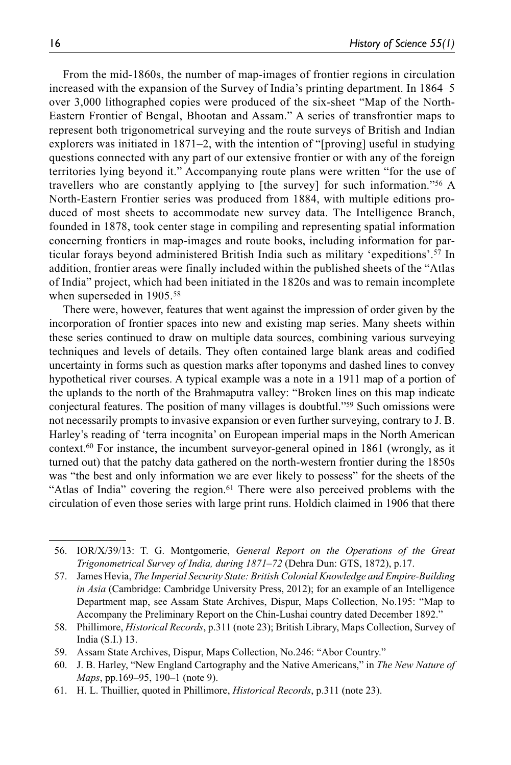From the mid-1860s, the number of map-images of frontier regions in circulation increased with the expansion of the Survey of India's printing department. In 1864–5 over 3,000 lithographed copies were produced of the six-sheet "Map of the North-Eastern Frontier of Bengal, Bhootan and Assam." A series of transfrontier maps to represent both trigonometrical surveying and the route surveys of British and Indian explorers was initiated in 1871–2, with the intention of "[proving] useful in studying questions connected with any part of our extensive frontier or with any of the foreign territories lying beyond it." Accompanying route plans were written "for the use of travellers who are constantly applying to [the survey] for such information."[56] A North-Eastern Frontier series was produced from 1884, with multiple editions produced of most sheets to accommodate new survey data. The Intelligence Branch, founded in 1878, took center stage in compiling and representing spatial information concerning frontiers in map-images and route books, including information for particular forays beyond administered British India such as military 'expeditions'.[57] In addition, frontier areas were finally included within the published sheets of the "Atlas of India" project, which had been initiated in the 1820s and was to remain incomplete when superseded in 1905.[58]

There were, however, features that went against the impression of order given by the incorporation of frontier spaces into new and existing map series. Many sheets within these series continued to draw on multiple data sources, combining various surveying techniques and levels of details. They often contained large blank areas and codified uncertainty in forms such as question marks after toponyms and dashed lines to convey hypothetical river courses. A typical example was a note in a 1911 map of a portion of the uplands to the north of the Brahmaputra valley: "Broken lines on this map indicate conjectural features. The position of many villages is doubtful."[59] Such omissions were not necessarily prompts to invasive expansion or even further surveying, contrary to J. B. Harley's reading of 'terra incognita' on European imperial maps in the North American context.[60] For instance, the incumbent surveyor-general opined in 1861 (wrongly, as it turned out) that the patchy data gathered on the north-western frontier during the 1850s was "the best and only information we are ever likely to possess" for the sheets of the "Atlas of India" covering the region.[61] There were also perceived problems with the circulation of even those series with large print runs. Holdich claimed in 1906 that there

56. IOR/X/39/13: T. G. Montgomerie, *General Report on the Operations of the Great Trigonometrical Survey of India, during 1871–72* (Dehra Dun: GTS, 1872), p.17.

57. James Hevia, *The Imperial Security State: British Colonial Knowledge and Empire-Building in Asia* (Cambridge: Cambridge University Press, 2012); for an example of an Intelligence Department map, see Assam State Archives, Dispur, Maps Collection, No.195: "Map to Accompany the Preliminary Report on the Chin-Lushai country dated December 1892."

58. Phillimore, *Historical Records*, p.311 (note 23); British Library, Maps Collection, Survey of India (S.I.) 13.

59. Assam State Archives, Dispur, Maps Collection, No.246: "Abor Country."

60. J. B. Harley, "New England Cartography and the Native Americans," in *The New Nature of Maps*, pp.169–95, 190–1 (note 9).

61. H. L. Thuillier, quoted in Phillimore, *Historical Records*, p.311 (note 23).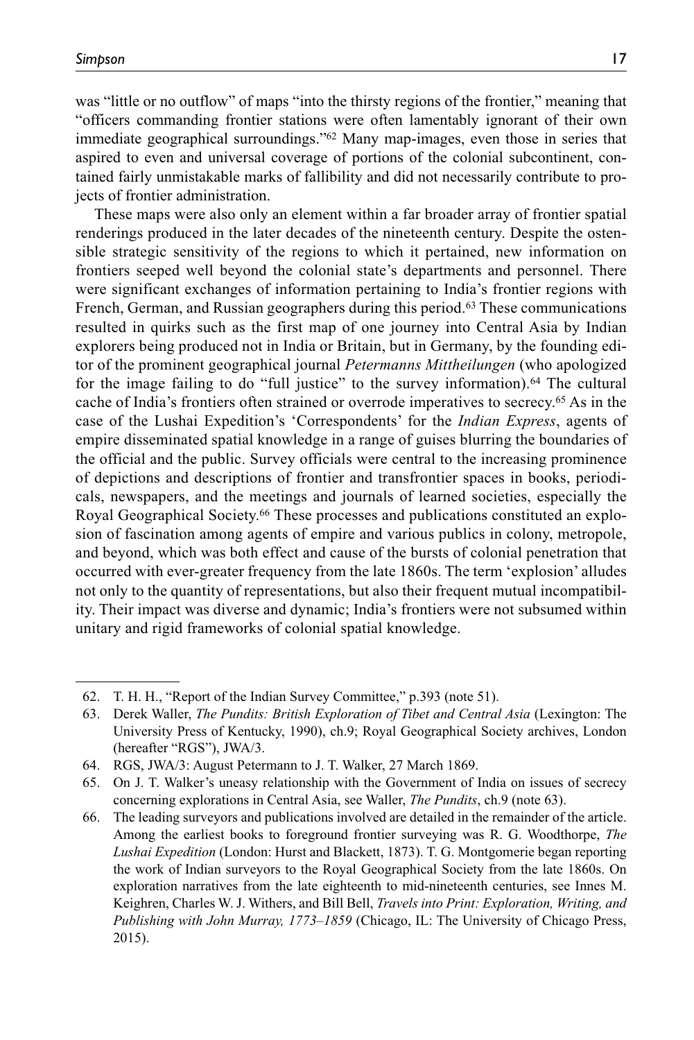was "little or no outflow" of maps "into the thirsty regions of the frontier," meaning that "officers commanding frontier stations were often lamentably ignorant of their own immediate geographical surroundings."[62] Many map-images, even those in series that aspired to even and universal coverage of portions of the colonial subcontinent, contained fairly unmistakable marks of fallibility and did not necessarily contribute to projects of frontier administration.

These maps were also only an element within a far broader array of frontier spatial renderings produced in the later decades of the nineteenth century. Despite the ostensible strategic sensitivity of the regions to which it pertained, new information on frontiers seeped well beyond the colonial state's departments and personnel. There were significant exchanges of information pertaining to India's frontier regions with French, German, and Russian geographers during this period.[63] These communications resulted in quirks such as the first map of one journey into Central Asia by Indian explorers being produced not in India or Britain, but in Germany, by the founding editor of the prominent geographical journal *Petermanns Mittheilungen* (who apologized for the image failing to do "full justice" to the survey information).[64] The cultural cache of India's frontiers often strained or overrode imperatives to secrecy.[65] As in the case of the Lushai Expedition's 'Correspondents' for the *Indian Express*, agents of empire disseminated spatial knowledge in a range of guises blurring the boundaries of the official and the public. Survey officials were central to the increasing prominence of depictions and descriptions of frontier and transfrontier spaces in books, periodicals, newspapers, and the meetings and journals of learned societies, especially the Royal Geographical Society.[66] These processes and publications constituted an explosion of fascination among agents of empire and various publics in colony, metropole, and beyond, which was both effect and cause of the bursts of colonial penetration that occurred with ever-greater frequency from the late 1860s. The term 'explosion' alludes not only to the quantity of representations, but also their frequent mutual incompatibility. Their impact was diverse and dynamic; India's frontiers were not subsumed within unitary and rigid frameworks of colonial spatial knowledge.

62. T. H. H., "Report of the Indian Survey Committee," p.393 (note 51).
63. Derek Waller, *The Pundits: British Exploration of Tibet and Central Asia* (Lexington: The University Press of Kentucky, 1990), ch.9; Royal Geographical Society archives, London (hereafter "RGS"), JWA/3.
64. RGS, JWA/3: August Petermann to J. T. Walker, 27 March 1869.
65. On J. T. Walker's uneasy relationship with the Government of India on issues of secrecy concerning explorations in Central Asia, see Waller, *The Pundits*, ch.9 (note 63).
66. The leading surveyors and publications involved are detailed in the remainder of the article. Among the earliest books to foreground frontier surveying was R. G. Woodthorpe, *The Lushai Expedition* (London: Hurst and Blackett, 1873). T. G. Montgomerie began reporting the work of Indian surveyors to the Royal Geographical Society from the late 1860s. On exploration narratives from the late eighteenth to mid-nineteenth centuries, see Innes M. Keighren, Charles W. J. Withers, and Bill Bell, *Travels into Print: Exploration, Writing, and Publishing with John Murray, 1773–1859* (Chicago, IL: The University of Chicago Press, 2015).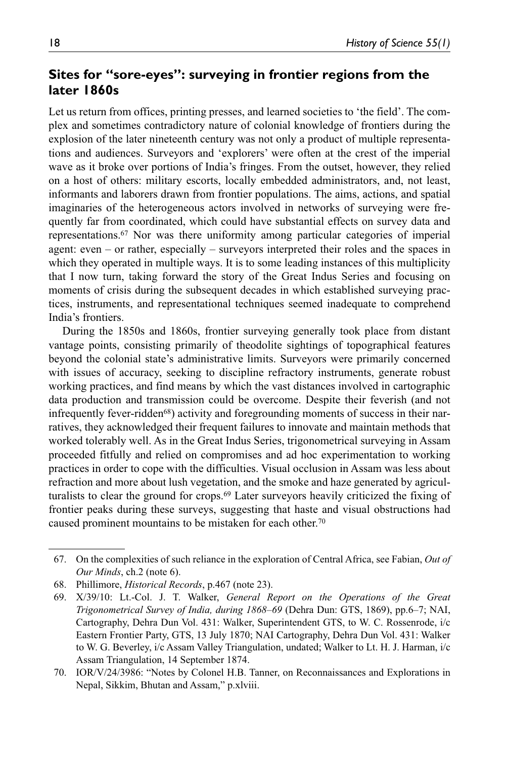## Sites for "sore-eyes": surveying in frontier regions from the later 1860s

Let us return from offices, printing presses, and learned societies to 'the field'. The complex and sometimes contradictory nature of colonial knowledge of frontiers during the explosion of the later nineteenth century was not only a product of multiple representations and audiences. Surveyors and 'explorers' were often at the crest of the imperial wave as it broke over portions of India's fringes. From the outset, however, they relied on a host of others: military escorts, locally embedded administrators, and, not least, informants and laborers drawn from frontier populations. The aims, actions, and spatial imaginaries of the heterogeneous actors involved in networks of surveying were frequently far from coordinated, which could have substantial effects on survey data and representations.[67] Nor was there uniformity among particular categories of imperial agent: even – or rather, especially – surveyors interpreted their roles and the spaces in which they operated in multiple ways. It is to some leading instances of this multiplicity that I now turn, taking forward the story of the Great Indus Series and focusing on moments of crisis during the subsequent decades in which established surveying practices, instruments, and representational techniques seemed inadequate to comprehend India's frontiers.

During the 1850s and 1860s, frontier surveying generally took place from distant vantage points, consisting primarily of theodolite sightings of topographical features beyond the colonial state's administrative limits. Surveyors were primarily concerned with issues of accuracy, seeking to discipline refractory instruments, generate robust working practices, and find means by which the vast distances involved in cartographic data production and transmission could be overcome. Despite their feverish (and not infrequently fever-ridden[68]) activity and foregrounding moments of success in their narratives, they acknowledged their frequent failures to innovate and maintain methods that worked tolerably well. As in the Great Indus Series, trigonometrical surveying in Assam proceeded fitfully and relied on compromises and ad hoc experimentation to working practices in order to cope with the difficulties. Visual occlusion in Assam was less about refraction and more about lush vegetation, and the smoke and haze generated by agriculturalists to clear the ground for crops.[69] Later surveyors heavily criticized the fixing of frontier peaks during these surveys, suggesting that haste and visual obstructions had caused prominent mountains to be mistaken for each other.[70]

---

67. On the complexities of such reliance in the exploration of Central Africa, see Fabian, *Out of Our Minds*, ch.2 (note 6).
68. Phillimore, *Historical Records*, p.467 (note 23).
69. X/39/10: Lt.-Col. J. T. Walker, *General Report on the Operations of the Great Trigonometrical Survey of India, during 1868–69* (Dehra Dun: GTS, 1869), pp.6–7; NAI, Cartography, Dehra Dun Vol. 431: Walker, Superintendent GTS, to W. C. Rossenrode, i/c Eastern Frontier Party, GTS, 13 July 1870; NAI Cartography, Dehra Dun Vol. 431: Walker to W. G. Beverley, i/c Assam Valley Triangulation, undated; Walker to Lt. H. J. Harman, i/c Assam Triangulation, 14 September 1874.
70. IOR/V/24/3986: "Notes by Colonel H.B. Tanner, on Reconnaissances and Explorations in Nepal, Sikkim, Bhutan and Assam," p.xlviii.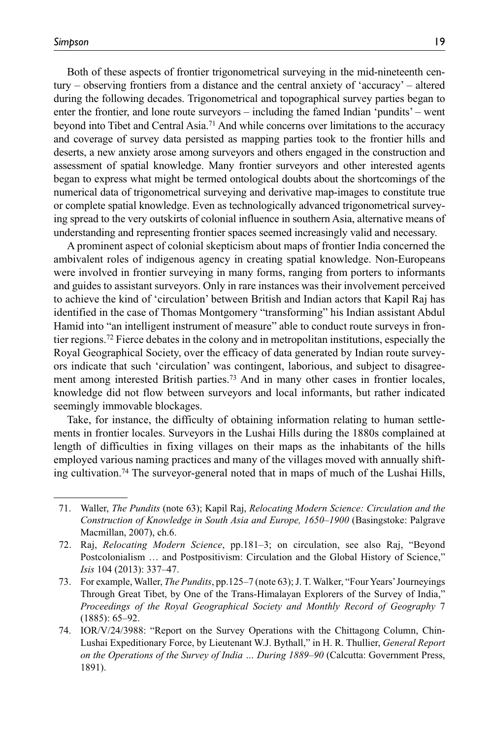Both of these aspects of frontier trigonometrical surveying in the mid-nineteenth century – observing frontiers from a distance and the central anxiety of 'accuracy' – altered during the following decades. Trigonometrical and topographical survey parties began to enter the frontier, and lone route surveyors – including the famed Indian 'pundits' – went beyond into Tibet and Central Asia.[71] And while concerns over limitations to the accuracy and coverage of survey data persisted as mapping parties took to the frontier hills and deserts, a new anxiety arose among surveyors and others engaged in the construction and assessment of spatial knowledge. Many frontier surveyors and other interested agents began to express what might be termed ontological doubts about the shortcomings of the numerical data of trigonometrical surveying and derivative map-images to constitute true or complete spatial knowledge. Even as technologically advanced trigonometrical surveying spread to the very outskirts of colonial influence in southern Asia, alternative means of understanding and representing frontier spaces seemed increasingly valid and necessary.

A prominent aspect of colonial skepticism about maps of frontier India concerned the ambivalent roles of indigenous agency in creating spatial knowledge. Non-Europeans were involved in frontier surveying in many forms, ranging from porters to informants and guides to assistant surveyors. Only in rare instances was their involvement perceived to achieve the kind of 'circulation' between British and Indian actors that Kapil Raj has identified in the case of Thomas Montgomery "transforming" his Indian assistant Abdul Hamid into "an intelligent instrument of measure" able to conduct route surveys in frontier regions.[72] Fierce debates in the colony and in metropolitan institutions, especially the Royal Geographical Society, over the efficacy of data generated by Indian route surveyors indicate that such 'circulation' was contingent, laborious, and subject to disagreement among interested British parties.[73] And in many other cases in frontier locales, knowledge did not flow between surveyors and local informants, but rather indicated seemingly immovable blockages.

Take, for instance, the difficulty of obtaining information relating to human settlements in frontier locales. Surveyors in the Lushai Hills during the 1880s complained at length of difficulties in fixing villages on their maps as the inhabitants of the hills employed various naming practices and many of the villages moved with annually shifting cultivation.[74] The surveyor-general noted that in maps of much of the Lushai Hills,

---

71. Waller, *The Pundits* (note 63); Kapil Raj, *Relocating Modern Science: Circulation and the Construction of Knowledge in South Asia and Europe, 1650–1900* (Basingstoke: Palgrave Macmillan, 2007), ch.6.
72. Raj, *Relocating Modern Science*, pp.181–3; on circulation, see also Raj, "Beyond Postcolonialism … and Postpositivism: Circulation and the Global History of Science," *Isis* 104 (2013): 337–47.
73. For example, Waller, *The Pundits*, pp.125–7 (note 63); J. T. Walker, "Four Years' Journeyings Through Great Tibet, by One of the Trans-Himalayan Explorers of the Survey of India," *Proceedings of the Royal Geographical Society and Monthly Record of Geography* 7 (1885): 65–92.
74. IOR/V/24/3988: "Report on the Survey Operations with the Chittagong Column, Chin-Lushai Expeditionary Force, by Lieutenant W.J. Bythall," in H. R. Thullier, *General Report on the Operations of the Survey of India … During 1889–90* (Calcutta: Government Press, 1891).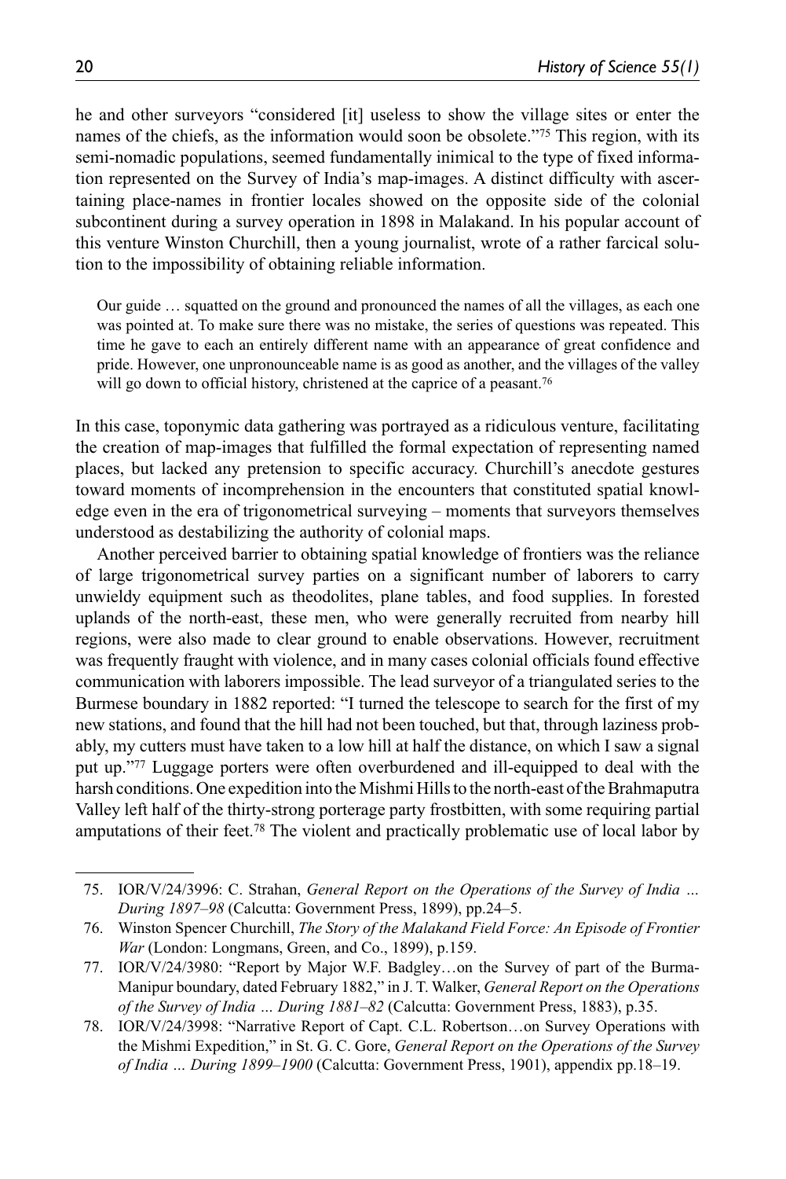he and other surveyors "considered [it] useless to show the village sites or enter the names of the chiefs, as the information would soon be obsolete."[75] This region, with its semi-nomadic populations, seemed fundamentally inimical to the type of fixed information represented on the Survey of India's map-images. A distinct difficulty with ascertaining place-names in frontier locales showed on the opposite side of the colonial subcontinent during a survey operation in 1898 in Malakand. In his popular account of this venture Winston Churchill, then a young journalist, wrote of a rather farcical solution to the impossibility of obtaining reliable information.

> Our guide … squatted on the ground and pronounced the names of all the villages, as each one was pointed at. To make sure there was no mistake, the series of questions was repeated. This time he gave to each an entirely different name with an appearance of great confidence and pride. However, one unpronounceable name is as good as another, and the villages of the valley will go down to official history, christened at the caprice of a peasant.[76]

In this case, toponymic data gathering was portrayed as a ridiculous venture, facilitating the creation of map-images that fulfilled the formal expectation of representing named places, but lacked any pretension to specific accuracy. Churchill's anecdote gestures toward moments of incomprehension in the encounters that constituted spatial knowledge even in the era of trigonometrical surveying – moments that surveyors themselves understood as destabilizing the authority of colonial maps.

Another perceived barrier to obtaining spatial knowledge of frontiers was the reliance of large trigonometrical survey parties on a significant number of laborers to carry unwieldy equipment such as theodolites, plane tables, and food supplies. In forested uplands of the north-east, these men, who were generally recruited from nearby hill regions, were also made to clear ground to enable observations. However, recruitment was frequently fraught with violence, and in many cases colonial officials found effective communication with laborers impossible. The lead surveyor of a triangulated series to the Burmese boundary in 1882 reported: "I turned the telescope to search for the first of my new stations, and found that the hill had not been touched, but that, through laziness probably, my cutters must have taken to a low hill at half the distance, on which I saw a signal put up."[77] Luggage porters were often overburdened and ill-equipped to deal with the harsh conditions. One expedition into the Mishmi Hills to the north-east of the Brahmaputra Valley left half of the thirty-strong porterage party frostbitten, with some requiring partial amputations of their feet.[78] The violent and practically problematic use of local labor by

75. IOR/V/24/3996: C. Strahan, *General Report on the Operations of the Survey of India … During 1897–98* (Calcutta: Government Press, 1899), pp.24–5.

76. Winston Spencer Churchill, *The Story of the Malakand Field Force: An Episode of Frontier War* (London: Longmans, Green, and Co., 1899), p.159.

77. IOR/V/24/3980: "Report by Major W.F. Badgley…on the Survey of part of the Burma-Manipur boundary, dated February 1882," in J. T. Walker, *General Report on the Operations of the Survey of India … During 1881–82* (Calcutta: Government Press, 1883), p.35.

78. IOR/V/24/3998: "Narrative Report of Capt. C.L. Robertson…on Survey Operations with the Mishmi Expedition," in St. G. C. Gore, *General Report on the Operations of the Survey of India … During 1899–1900* (Calcutta: Government Press, 1901), appendix pp.18–19.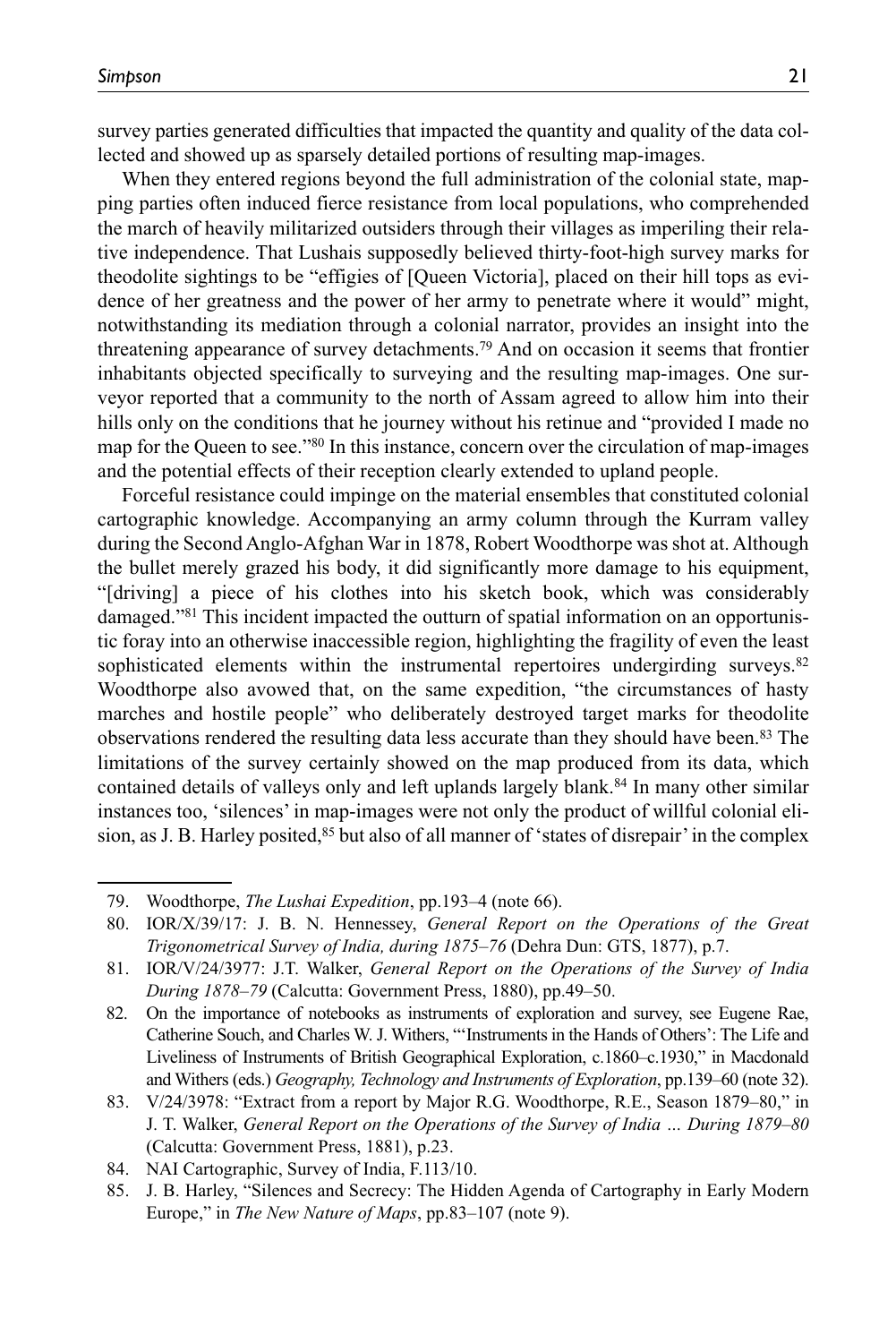survey parties generated difficulties that impacted the quantity and quality of the data collected and showed up as sparsely detailed portions of resulting map-images.

When they entered regions beyond the full administration of the colonial state, mapping parties often induced fierce resistance from local populations, who comprehended the march of heavily militarized outsiders through their villages as imperiling their relative independence. That Lushais supposedly believed thirty-foot-high survey marks for theodolite sightings to be "effigies of [Queen Victoria], placed on their hill tops as evidence of her greatness and the power of her army to penetrate where it would" might, notwithstanding its mediation through a colonial narrator, provides an insight into the threatening appearance of survey detachments.[79] And on occasion it seems that frontier inhabitants objected specifically to surveying and the resulting map-images. One surveyor reported that a community to the north of Assam agreed to allow him into their hills only on the conditions that he journey without his retinue and "provided I made no map for the Queen to see."[80] In this instance, concern over the circulation of map-images and the potential effects of their reception clearly extended to upland people.

Forceful resistance could impinge on the material ensembles that constituted colonial cartographic knowledge. Accompanying an army column through the Kurram valley during the Second Anglo-Afghan War in 1878, Robert Woodthorpe was shot at. Although the bullet merely grazed his body, it did significantly more damage to his equipment, "[driving] a piece of his clothes into his sketch book, which was considerably damaged."[81] This incident impacted the outturn of spatial information on an opportunistic foray into an otherwise inaccessible region, highlighting the fragility of even the least sophisticated elements within the instrumental repertoires undergirding surveys.[82] Woodthorpe also avowed that, on the same expedition, "the circumstances of hasty marches and hostile people" who deliberately destroyed target marks for theodolite observations rendered the resulting data less accurate than they should have been.[83] The limitations of the survey certainly showed on the map produced from its data, which contained details of valleys only and left uplands largely blank.[84] In many other similar instances too, 'silences' in map-images were not only the product of willful colonial elision, as J. B. Harley posited,[85] but also of all manner of 'states of disrepair' in the complex

79. Woodthorpe, *The Lushai Expedition*, pp.193–4 (note 66).
80. IOR/X/39/17: J. B. N. Hennessey, *General Report on the Operations of the Great Trigonometrical Survey of India, during 1875–76* (Dehra Dun: GTS, 1877), p.7.
81. IOR/V/24/3977: J.T. Walker, *General Report on the Operations of the Survey of India During 1878–79* (Calcutta: Government Press, 1880), pp.49–50.
82. On the importance of notebooks as instruments of exploration and survey, see Eugene Rae, Catherine Souch, and Charles W. J. Withers, "'Instruments in the Hands of Others': The Life and Liveliness of Instruments of British Geographical Exploration, c.1860–c.1930," in Macdonald and Withers (eds.) *Geography, Technology and Instruments of Exploration*, pp.139–60 (note 32).
83. V/24/3978: "Extract from a report by Major R.G. Woodthorpe, R.E., Season 1879–80," in J. T. Walker, *General Report on the Operations of the Survey of India … During 1879–80* (Calcutta: Government Press, 1881), p.23.
84. NAI Cartographic, Survey of India, F.113/10.
85. J. B. Harley, "Silences and Secrecy: The Hidden Agenda of Cartography in Early Modern Europe," in *The New Nature of Maps*, pp.83–107 (note 9).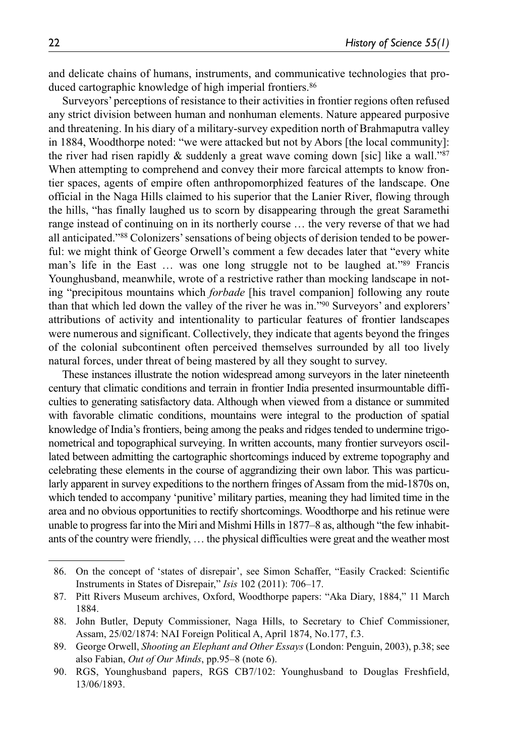and delicate chains of humans, instruments, and communicative technologies that produced cartographic knowledge of high imperial frontiers.[86]

Surveyors' perceptions of resistance to their activities in frontier regions often refused any strict division between human and nonhuman elements. Nature appeared purposive and threatening. In his diary of a military-survey expedition north of Brahmaputra valley in 1884, Woodthorpe noted: "we were attacked but not by Abors [the local community]: the river had risen rapidly & suddenly a great wave coming down [sic] like a wall."[87] When attempting to comprehend and convey their more farcical attempts to know frontier spaces, agents of empire often anthropomorphized features of the landscape. One official in the Naga Hills claimed to his superior that the Lanier River, flowing through the hills, "has finally laughed us to scorn by disappearing through the great Saramethi range instead of continuing on in its northerly course … the very reverse of that we had all anticipated."[88] Colonizers' sensations of being objects of derision tended to be powerful: we might think of George Orwell's comment a few decades later that "every white man's life in the East … was one long struggle not to be laughed at."[89] Francis Younghusband, meanwhile, wrote of a restrictive rather than mocking landscape in noting "precipitous mountains which *forbade* [his travel companion] following any route than that which led down the valley of the river he was in."[90] Surveyors' and explorers' attributions of activity and intentionality to particular features of frontier landscapes were numerous and significant. Collectively, they indicate that agents beyond the fringes of the colonial subcontinent often perceived themselves surrounded by all too lively natural forces, under threat of being mastered by all they sought to survey.

These instances illustrate the notion widespread among surveyors in the later nineteenth century that climatic conditions and terrain in frontier India presented insurmountable difficulties to generating satisfactory data. Although when viewed from a distance or summited with favorable climatic conditions, mountains were integral to the production of spatial knowledge of India's frontiers, being among the peaks and ridges tended to undermine trigonometrical and topographical surveying. In written accounts, many frontier surveyors oscillated between admitting the cartographic shortcomings induced by extreme topography and celebrating these elements in the course of aggrandizing their own labor. This was particularly apparent in survey expeditions to the northern fringes of Assam from the mid-1870s on, which tended to accompany 'punitive' military parties, meaning they had limited time in the area and no obvious opportunities to rectify shortcomings. Woodthorpe and his retinue were unable to progress far into the Miri and Mishmi Hills in 1877–8 as, although "the few inhabitants of the country were friendly, … the physical difficulties were great and the weather most

86. On the concept of 'states of disrepair', see Simon Schaffer, "Easily Cracked: Scientific Instruments in States of Disrepair," *Isis* 102 (2011): 706–17.

87. Pitt Rivers Museum archives, Oxford, Woodthorpe papers: "Aka Diary, 1884," 11 March 1884.

88. John Butler, Deputy Commissioner, Naga Hills, to Secretary to Chief Commissioner, Assam, 25/02/1874: NAI Foreign Political A, April 1874, No.177, f.3.

89. George Orwell, *Shooting an Elephant and Other Essays* (London: Penguin, 2003), p.38; see also Fabian, *Out of Our Minds*, pp.95–8 (note 6).

90. RGS, Younghusband papers, RGS CB7/102: Younghusband to Douglas Freshfield, 13/06/1893.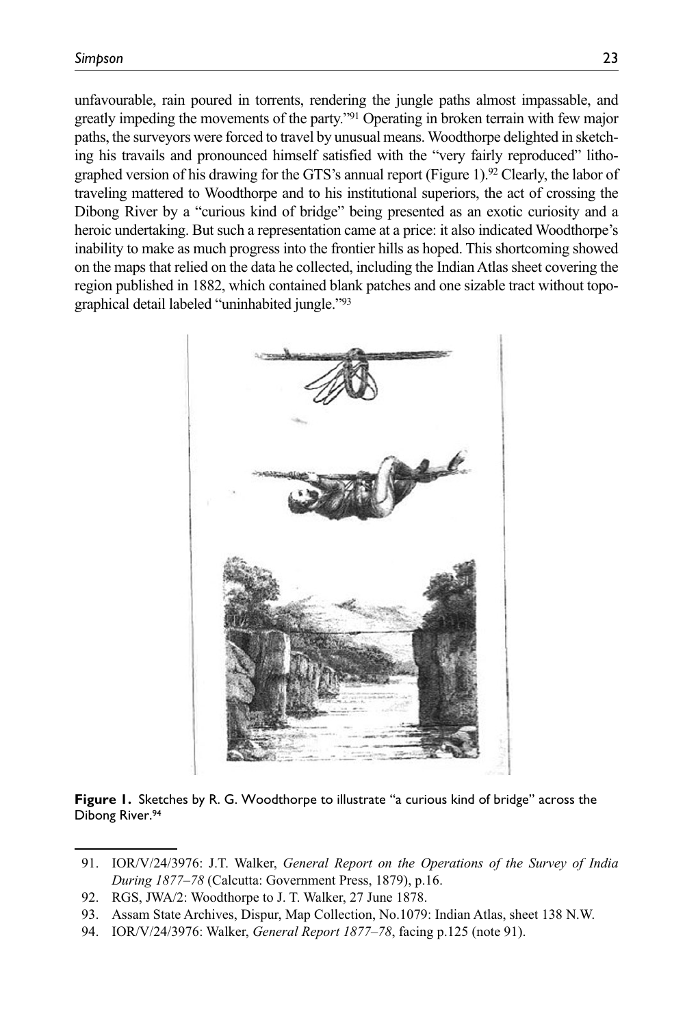unfavourable, rain poured in torrents, rendering the jungle paths almost impassable, and greatly impeding the movements of the party."[91] Operating in broken terrain with few major paths, the surveyors were forced to travel by unusual means. Woodthorpe delighted in sketching his travails and pronounced himself satisfied with the "very fairly reproduced" lithographed version of his drawing for the GTS's annual report (Figure 1).[92] Clearly, the labor of traveling mattered to Woodthorpe and to his institutional superiors, the act of crossing the Dibong River by a "curious kind of bridge" being presented as an exotic curiosity and a heroic undertaking. But such a representation came at a price: it also indicated Woodthorpe's inability to make as much progress into the frontier hills as hoped. This shortcoming showed on the maps that relied on the data he collected, including the Indian Atlas sheet covering the region published in 1882, which contained blank patches and one sizable tract without topographical detail labeled "uninhabited jungle."[93]

**Figure 1.** Sketches by R. G. Woodthorpe to illustrate "a curious kind of bridge" across the Dibong River.[94]

91. IOR/V/24/3976: J.T. Walker, *General Report on the Operations of the Survey of India During 1877–78* (Calcutta: Government Press, 1879), p.16.
92. RGS, JWA/2: Woodthorpe to J. T. Walker, 27 June 1878.
93. Assam State Archives, Dispur, Map Collection, No.1079: Indian Atlas, sheet 138 N.W.
94. IOR/V/24/3976: Walker, *General Report 1877–78*, facing p.125 (note 91).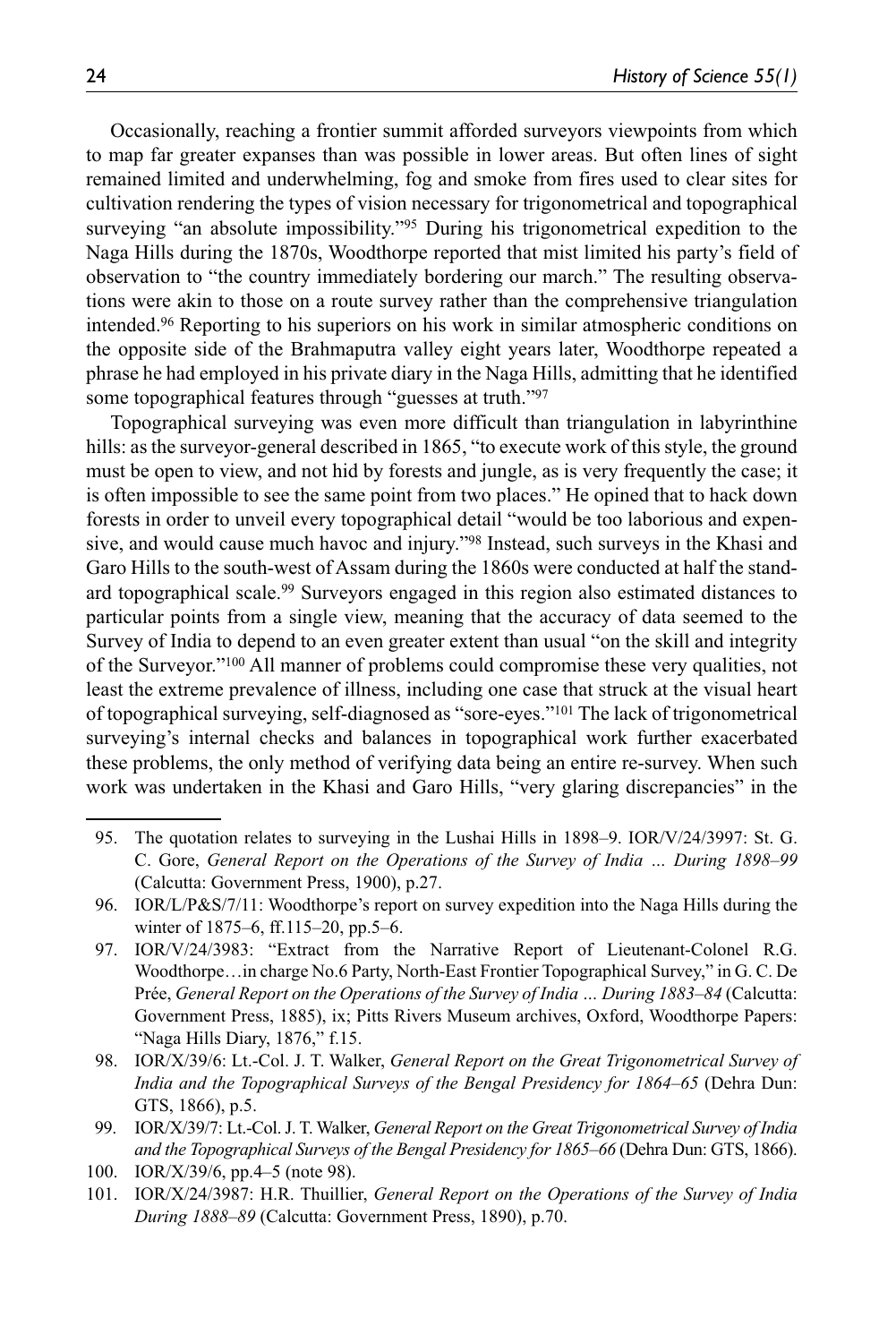Occasionally, reaching a frontier summit afforded surveyors viewpoints from which to map far greater expanses than was possible in lower areas. But often lines of sight remained limited and underwhelming, fog and smoke from fires used to clear sites for cultivation rendering the types of vision necessary for trigonometrical and topographical surveying "an absolute impossibility."[95] During his trigonometrical expedition to the Naga Hills during the 1870s, Woodthorpe reported that mist limited his party's field of observation to "the country immediately bordering our march." The resulting observations were akin to those on a route survey rather than the comprehensive triangulation intended.[96] Reporting to his superiors on his work in similar atmospheric conditions on the opposite side of the Brahmaputra valley eight years later, Woodthorpe repeated a phrase he had employed in his private diary in the Naga Hills, admitting that he identified some topographical features through "guesses at truth."[97]

Topographical surveying was even more difficult than triangulation in labyrinthine hills: as the surveyor-general described in 1865, "to execute work of this style, the ground must be open to view, and not hid by forests and jungle, as is very frequently the case; it is often impossible to see the same point from two places." He opined that to hack down forests in order to unveil every topographical detail "would be too laborious and expensive, and would cause much havoc and injury."[98] Instead, such surveys in the Khasi and Garo Hills to the south-west of Assam during the 1860s were conducted at half the standard topographical scale.[99] Surveyors engaged in this region also estimated distances to particular points from a single view, meaning that the accuracy of data seemed to the Survey of India to depend to an even greater extent than usual "on the skill and integrity of the Surveyor."[100] All manner of problems could compromise these very qualities, not least the extreme prevalence of illness, including one case that struck at the visual heart of topographical surveying, self-diagnosed as "sore-eyes."[101] The lack of trigonometrical surveying's internal checks and balances in topographical work further exacerbated these problems, the only method of verifying data being an entire re-survey. When such work was undertaken in the Khasi and Garo Hills, "very glaring discrepancies" in the

95. The quotation relates to surveying in the Lushai Hills in 1898–9. IOR/V/24/3997: St. G. C. Gore, *General Report on the Operations of the Survey of India … During 1898–99* (Calcutta: Government Press, 1900), p.27.

96. IOR/L/P&S/7/11: Woodthorpe's report on survey expedition into the Naga Hills during the winter of 1875–6, ff.115–20, pp.5–6.

97. IOR/V/24/3983: "Extract from the Narrative Report of Lieutenant-Colonel R.G. Woodthorpe…in charge No.6 Party, North-East Frontier Topographical Survey," in G. C. De Prée, *General Report on the Operations of the Survey of India … During 1883–84* (Calcutta: Government Press, 1885), ix; Pitts Rivers Museum archives, Oxford, Woodthorpe Papers: "Naga Hills Diary, 1876," f.15.

98. IOR/X/39/6: Lt.-Col. J. T. Walker, *General Report on the Great Trigonometrical Survey of India and the Topographical Surveys of the Bengal Presidency for 1864–65* (Dehra Dun: GTS, 1866), p.5.

99. IOR/X/39/7: Lt.-Col. J. T. Walker, *General Report on the Great Trigonometrical Survey of India and the Topographical Surveys of the Bengal Presidency for 1865–66* (Dehra Dun: GTS, 1866).

100. IOR/X/39/6, pp.4–5 (note 98).

101. IOR/X/24/3987: H.R. Thuillier, *General Report on the Operations of the Survey of India During 1888–89* (Calcutta: Government Press, 1890), p.70.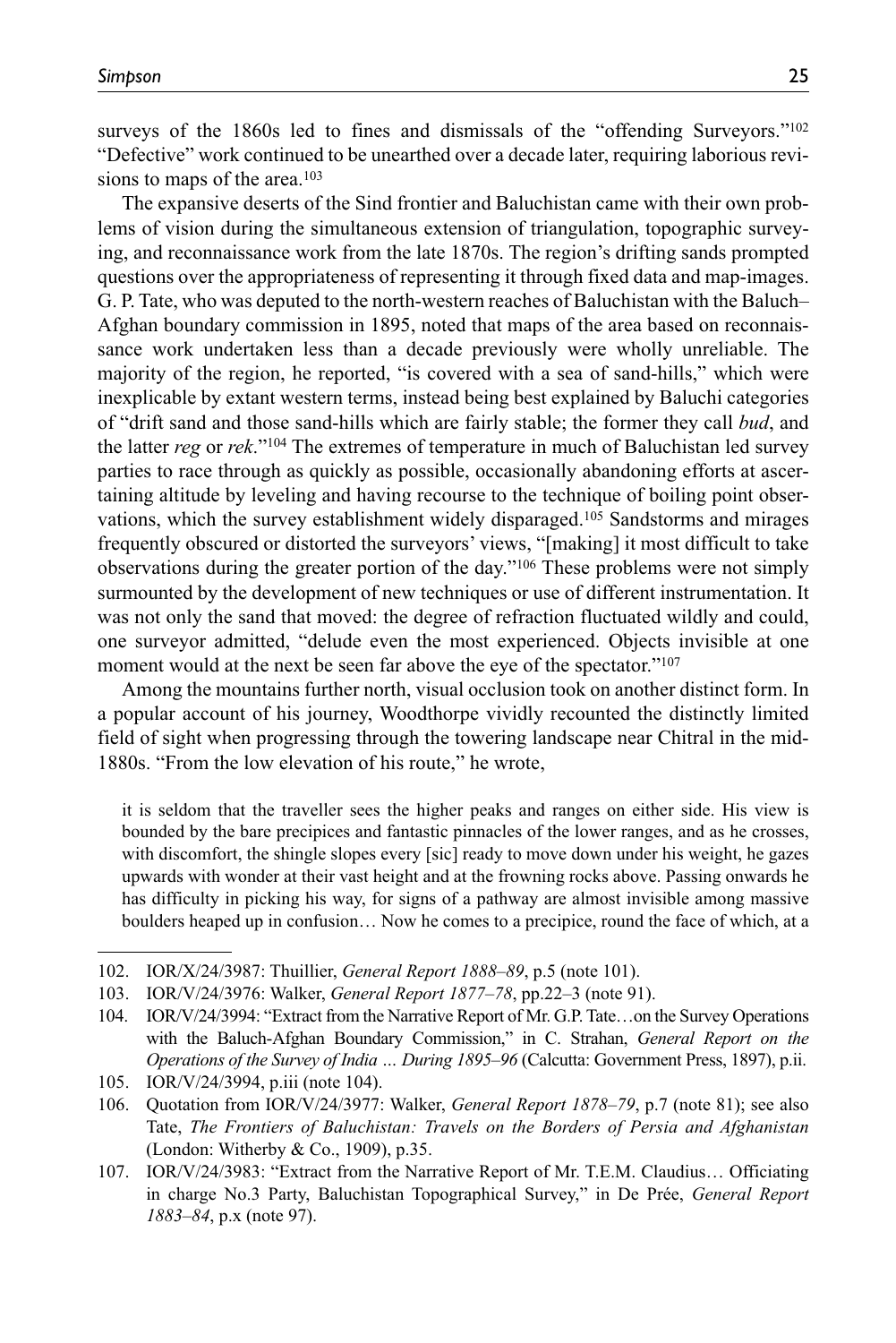surveys of the 1860s led to fines and dismissals of the "offending Surveyors."[102] "Defective" work continued to be unearthed over a decade later, requiring laborious revisions to maps of the area.[103]

The expansive deserts of the Sind frontier and Baluchistan came with their own problems of vision during the simultaneous extension of triangulation, topographic surveying, and reconnaissance work from the late 1870s. The region's drifting sands prompted questions over the appropriateness of representing it through fixed data and map-images. G. P. Tate, who was deputed to the north-western reaches of Baluchistan with the Baluch–Afghan boundary commission in 1895, noted that maps of the area based on reconnaissance work undertaken less than a decade previously were wholly unreliable. The majority of the region, he reported, "is covered with a sea of sand-hills," which were inexplicable by extant western terms, instead being best explained by Baluchi categories of "drift sand and those sand-hills which are fairly stable; the former they call *bud*, and the latter *reg* or *rek*."[104] The extremes of temperature in much of Baluchistan led survey parties to race through as quickly as possible, occasionally abandoning efforts at ascertaining altitude by leveling and having recourse to the technique of boiling point observations, which the survey establishment widely disparaged.[105] Sandstorms and mirages frequently obscured or distorted the surveyors' views, "[making] it most difficult to take observations during the greater portion of the day."[106] These problems were not simply surmounted by the development of new techniques or use of different instrumentation. It was not only the sand that moved: the degree of refraction fluctuated wildly and could, one surveyor admitted, "delude even the most experienced. Objects invisible at one moment would at the next be seen far above the eye of the spectator."[107]

Among the mountains further north, visual occlusion took on another distinct form. In a popular account of his journey, Woodthorpe vividly recounted the distinctly limited field of sight when progressing through the towering landscape near Chitral in the mid-1880s. "From the low elevation of his route," he wrote,

> it is seldom that the traveller sees the higher peaks and ranges on either side. His view is bounded by the bare precipices and fantastic pinnacles of the lower ranges, and as he crosses, with discomfort, the shingle slopes every [sic] ready to move down under his weight, he gazes upwards with wonder at their vast height and at the frowning rocks above. Passing onwards he has difficulty in picking his way, for signs of a pathway are almost invisible among massive boulders heaped up in confusion… Now he comes to a precipice, round the face of which, at a

102. IOR/X/24/3987: Thuillier, *General Report 1888–89*, p.5 (note 101).

103. IOR/V/24/3976: Walker, *General Report 1877–78*, pp.22–3 (note 91).

104. IOR/V/24/3994: "Extract from the Narrative Report of Mr. G.P. Tate…on the Survey Operations with the Baluch-Afghan Boundary Commission," in C. Strahan, *General Report on the Operations of the Survey of India … During 1895–96* (Calcutta: Government Press, 1897), p.ii.

105. IOR/V/24/3994, p.iii (note 104).

106. Quotation from IOR/V/24/3977: Walker, *General Report 1878–79*, p.7 (note 81); see also Tate, *The Frontiers of Baluchistan: Travels on the Borders of Persia and Afghanistan* (London: Witherby & Co., 1909), p.35.

107. IOR/V/24/3983: "Extract from the Narrative Report of Mr. T.E.M. Claudius… Officiating in charge No.3 Party, Baluchistan Topographical Survey," in De Prée, *General Report 1883–84*, p.x (note 97).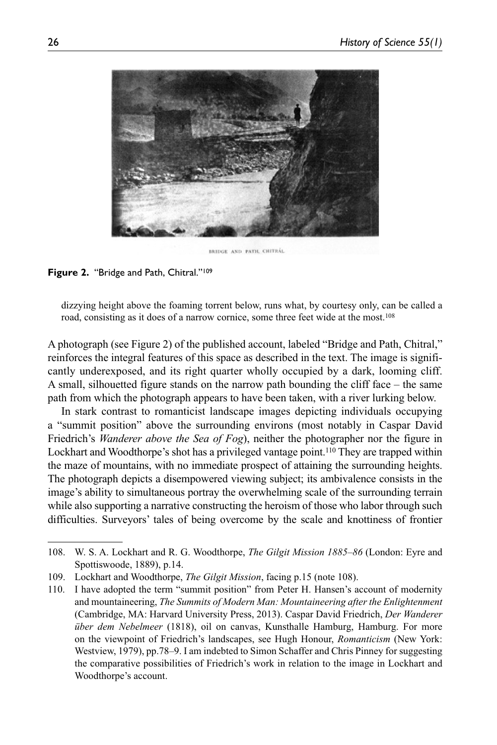BRIDGE AND PATH, CHITRÁL

**Figure 2.** "Bridge and Path, Chitral."[109]

> dizzying height above the foaming torrent below, runs what, by courtesy only, can be called a road, consisting as it does of a narrow cornice, some three feet wide at the most.[108]

A photograph (see Figure 2) of the published account, labeled "Bridge and Path, Chitral," reinforces the integral features of this space as described in the text. The image is significantly underexposed, and its right quarter wholly occupied by a dark, looming cliff. A small, silhouetted figure stands on the narrow path bounding the cliff face – the same path from which the photograph appears to have been taken, with a river lurking below.

In stark contrast to romanticist landscape images depicting individuals occupying a "summit position" above the surrounding environs (most notably in Caspar David Friedrich's *Wanderer above the Sea of Fog*), neither the photographer nor the figure in Lockhart and Woodthorpe's shot has a privileged vantage point.[110] They are trapped within the maze of mountains, with no immediate prospect of attaining the surrounding heights. The photograph depicts a disempowered viewing subject; its ambivalence consists in the image's ability to simultaneous portray the overwhelming scale of the surrounding terrain while also supporting a narrative constructing the heroism of those who labor through such difficulties. Surveyors' tales of being overcome by the scale and knottiness of frontier

---

108. W. S. A. Lockhart and R. G. Woodthorpe, *The Gilgit Mission 1885–86* (London: Eyre and Spottiswoode, 1889), p.14.
109. Lockhart and Woodthorpe, *The Gilgit Mission*, facing p.15 (note 108).
110. I have adopted the term "summit position" from Peter H. Hansen's account of modernity and mountaineering, *The Summits of Modern Man: Mountaineering after the Enlightenment* (Cambridge, MA: Harvard University Press, 2013). Caspar David Friedrich, *Der Wanderer über dem Nebelmeer* (1818), oil on canvas, Kunsthalle Hamburg, Hamburg. For more on the viewpoint of Friedrich's landscapes, see Hugh Honour, *Romanticism* (New York: Westview, 1979), pp.78–9. I am indebted to Simon Schaffer and Chris Pinney for suggesting the comparative possibilities of Friedrich's work in relation to the image in Lockhart and Woodthorpe's account.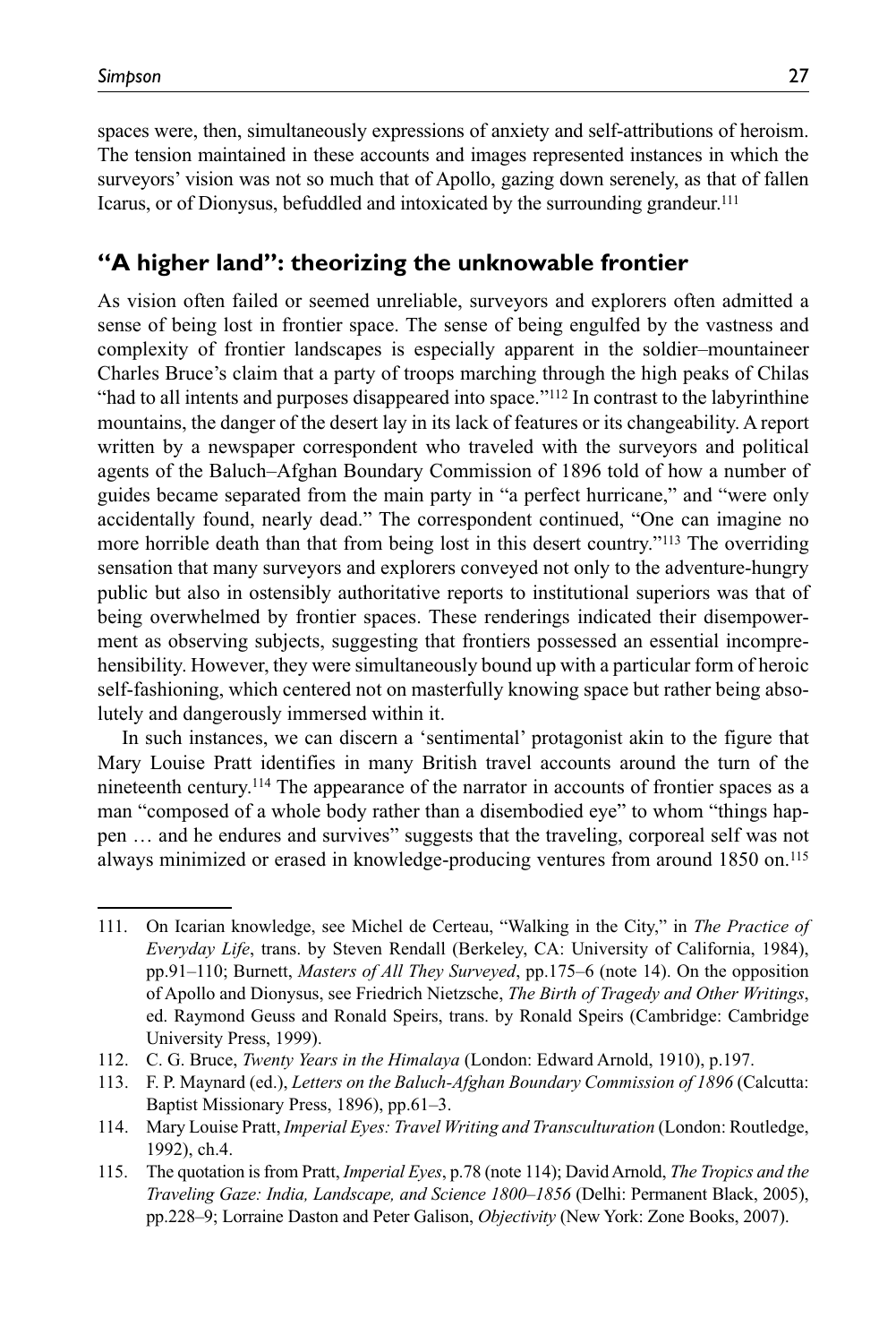spaces were, then, simultaneously expressions of anxiety and self-attributions of heroism. The tension maintained in these accounts and images represented instances in which the surveyors' vision was not so much that of Apollo, gazing down serenely, as that of fallen Icarus, or of Dionysus, befuddled and intoxicated by the surrounding grandeur.[111]

## "A higher land": theorizing the unknowable frontier

As vision often failed or seemed unreliable, surveyors and explorers often admitted a sense of being lost in frontier space. The sense of being engulfed by the vastness and complexity of frontier landscapes is especially apparent in the soldier–mountaineer Charles Bruce's claim that a party of troops marching through the high peaks of Chilas "had to all intents and purposes disappeared into space."[112] In contrast to the labyrinthine mountains, the danger of the desert lay in its lack of features or its changeability. A report written by a newspaper correspondent who traveled with the surveyors and political agents of the Baluch–Afghan Boundary Commission of 1896 told of how a number of guides became separated from the main party in "a perfect hurricane," and "were only accidentally found, nearly dead." The correspondent continued, "One can imagine no more horrible death than that from being lost in this desert country."[113] The overriding sensation that many surveyors and explorers conveyed not only to the adventure-hungry public but also in ostensibly authoritative reports to institutional superiors was that of being overwhelmed by frontier spaces. These renderings indicated their disempowerment as observing subjects, suggesting that frontiers possessed an essential incomprehensibility. However, they were simultaneously bound up with a particular form of heroic self-fashioning, which centered not on masterfully knowing space but rather being absolutely and dangerously immersed within it.

In such instances, we can discern a 'sentimental' protagonist akin to the figure that Mary Louise Pratt identifies in many British travel accounts around the turn of the nineteenth century.[114] The appearance of the narrator in accounts of frontier spaces as a man "composed of a whole body rather than a disembodied eye" to whom "things happen … and he endures and survives" suggests that the traveling, corporeal self was not always minimized or erased in knowledge-producing ventures from around 1850 on.[115]

---

111. On Icarian knowledge, see Michel de Certeau, "Walking in the City," in *The Practice of Everyday Life*, trans. by Steven Rendall (Berkeley, CA: University of California, 1984), pp.91–110; Burnett, *Masters of All They Surveyed*, pp.175–6 (note 14). On the opposition of Apollo and Dionysus, see Friedrich Nietzsche, *The Birth of Tragedy and Other Writings*, ed. Raymond Geuss and Ronald Speirs, trans. by Ronald Speirs (Cambridge: Cambridge University Press, 1999).
112. C. G. Bruce, *Twenty Years in the Himalaya* (London: Edward Arnold, 1910), p.197.
113. F. P. Maynard (ed.), *Letters on the Baluch-Afghan Boundary Commission of 1896* (Calcutta: Baptist Missionary Press, 1896), pp.61–3.
114. Mary Louise Pratt, *Imperial Eyes: Travel Writing and Transculturation* (London: Routledge, 1992), ch.4.
115. The quotation is from Pratt, *Imperial Eyes*, p.78 (note 114); David Arnold, *The Tropics and the Traveling Gaze: India, Landscape, and Science 1800–1856* (Delhi: Permanent Black, 2005), pp.228–9; Lorraine Daston and Peter Galison, *Objectivity* (New York: Zone Books, 2007).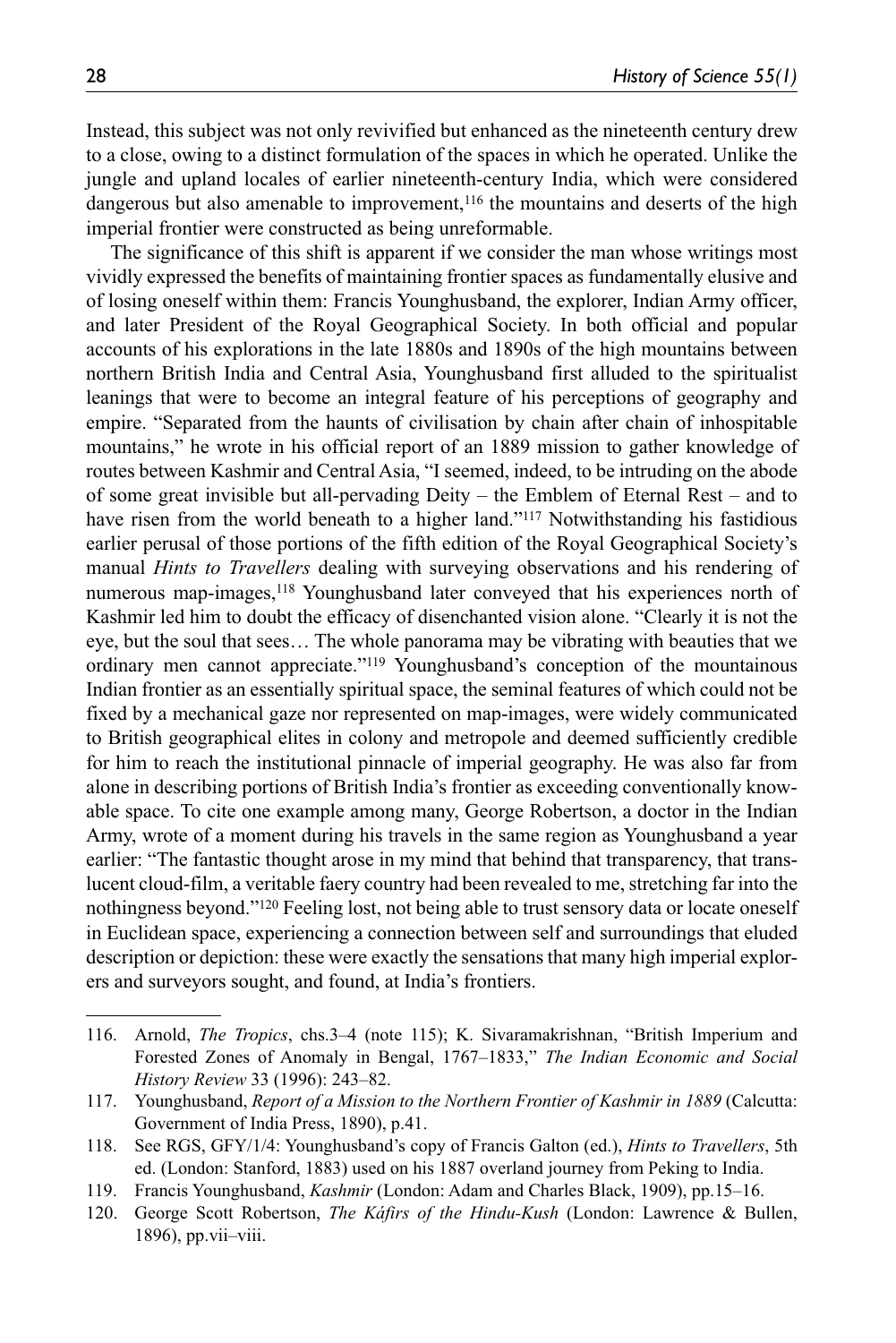Instead, this subject was not only revivified but enhanced as the nineteenth century drew to a close, owing to a distinct formulation of the spaces in which he operated. Unlike the jungle and upland locales of earlier nineteenth-century India, which were considered dangerous but also amenable to improvement,[116] the mountains and deserts of the high imperial frontier were constructed as being unreformable.

The significance of this shift is apparent if we consider the man whose writings most vividly expressed the benefits of maintaining frontier spaces as fundamentally elusive and of losing oneself within them: Francis Younghusband, the explorer, Indian Army officer, and later President of the Royal Geographical Society. In both official and popular accounts of his explorations in the late 1880s and 1890s of the high mountains between northern British India and Central Asia, Younghusband first alluded to the spiritualist leanings that were to become an integral feature of his perceptions of geography and empire. "Separated from the haunts of civilisation by chain after chain of inhospitable mountains," he wrote in his official report of an 1889 mission to gather knowledge of routes between Kashmir and Central Asia, "I seemed, indeed, to be intruding on the abode of some great invisible but all-pervading Deity – the Emblem of Eternal Rest – and to have risen from the world beneath to a higher land."[117] Notwithstanding his fastidious earlier perusal of those portions of the fifth edition of the Royal Geographical Society's manual *Hints to Travellers* dealing with surveying observations and his rendering of numerous map-images,[118] Younghusband later conveyed that his experiences north of Kashmir led him to doubt the efficacy of disenchanted vision alone. "Clearly it is not the eye, but the soul that sees… The whole panorama may be vibrating with beauties that we ordinary men cannot appreciate."[119] Younghusband's conception of the mountainous Indian frontier as an essentially spiritual space, the seminal features of which could not be fixed by a mechanical gaze nor represented on map-images, were widely communicated to British geographical elites in colony and metropole and deemed sufficiently credible for him to reach the institutional pinnacle of imperial geography. He was also far from alone in describing portions of British India's frontier as exceeding conventionally knowable space. To cite one example among many, George Robertson, a doctor in the Indian Army, wrote of a moment during his travels in the same region as Younghusband a year earlier: "The fantastic thought arose in my mind that behind that transparency, that translucent cloud-film, a veritable faery country had been revealed to me, stretching far into the nothingness beyond."[120] Feeling lost, not being able to trust sensory data or locate oneself in Euclidean space, experiencing a connection between self and surroundings that eluded description or depiction: these were exactly the sensations that many high imperial explorers and surveyors sought, and found, at India's frontiers.

116. Arnold, *The Tropics*, chs.3–4 (note 115); K. Sivaramakrishnan, "British Imperium and Forested Zones of Anomaly in Bengal, 1767–1833," *The Indian Economic and Social History Review* 33 (1996): 243–82.
117. Younghusband, *Report of a Mission to the Northern Frontier of Kashmir in 1889* (Calcutta: Government of India Press, 1890), p.41.
118. See RGS, GFY/1/4: Younghusband's copy of Francis Galton (ed.), *Hints to Travellers*, 5th ed. (London: Stanford, 1883) used on his 1887 overland journey from Peking to India.
119. Francis Younghusband, *Kashmir* (London: Adam and Charles Black, 1909), pp.15–16.
120. George Scott Robertson, *The Káfirs of the Hindu-Kush* (London: Lawrence & Bullen, 1896), pp.vii–viii.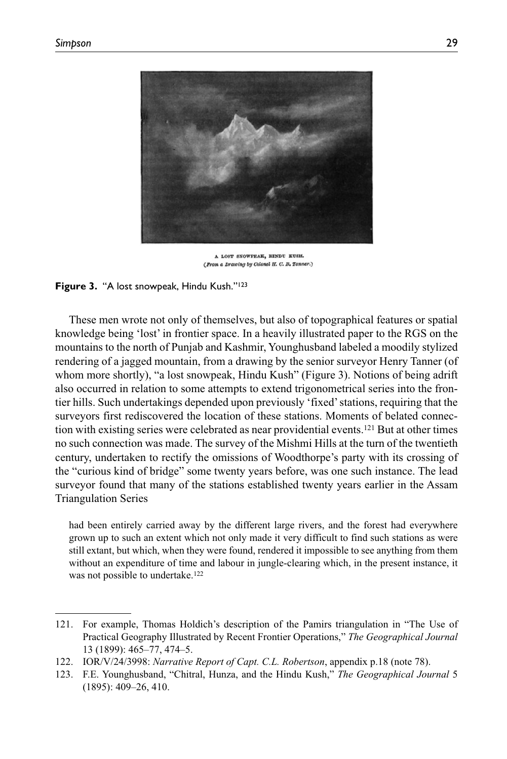A LOST SNOWPEAK, HINDU KUSH.
(*From a Drawing by Colonel H. C. B. Tanner.*)

**Figure 3.** "A lost snowpeak, Hindu Kush."[123]

These men wrote not only of themselves, but also of topographical features or spatial knowledge being 'lost' in frontier space. In a heavily illustrated paper to the RGS on the mountains to the north of Punjab and Kashmir, Younghusband labeled a moodily stylized rendering of a jagged mountain, from a drawing by the senior surveyor Henry Tanner (of whom more shortly), "a lost snowpeak, Hindu Kush" (Figure 3). Notions of being adrift also occurred in relation to some attempts to extend trigonometrical series into the frontier hills. Such undertakings depended upon previously 'fixed' stations, requiring that the surveyors first rediscovered the location of these stations. Moments of belated connection with existing series were celebrated as near providential events.[121] But at other times no such connection was made. The survey of the Mishmi Hills at the turn of the twentieth century, undertaken to rectify the omissions of Woodthorpe's party with its crossing of the "curious kind of bridge" some twenty years before, was one such instance. The lead surveyor found that many of the stations established twenty years earlier in the Assam Triangulation Series

> had been entirely carried away by the different large rivers, and the forest had everywhere grown up to such an extent which not only made it very difficult to find such stations as were still extant, but which, when they were found, rendered it impossible to see anything from them without an expenditure of time and labour in jungle-clearing which, in the present instance, it was not possible to undertake.[122]

---

121. For example, Thomas Holdich's description of the Pamirs triangulation in "The Use of Practical Geography Illustrated by Recent Frontier Operations," *The Geographical Journal* 13 (1899): 465–77, 474–5.
122. IOR/V/24/3998: *Narrative Report of Capt. C.L. Robertson*, appendix p.18 (note 78).
123. F.E. Younghusband, "Chitral, Hunza, and the Hindu Kush," *The Geographical Journal* 5 (1895): 409–26, 410.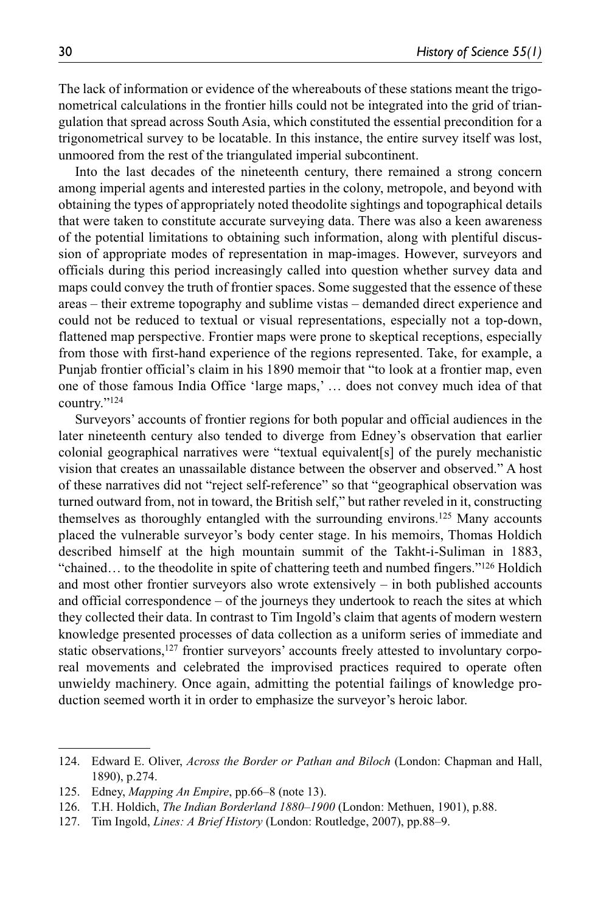The lack of information or evidence of the whereabouts of these stations meant the trigonometrical calculations in the frontier hills could not be integrated into the grid of triangulation that spread across South Asia, which constituted the essential precondition for a trigonometrical survey to be locatable. In this instance, the entire survey itself was lost, unmoored from the rest of the triangulated imperial subcontinent.

Into the last decades of the nineteenth century, there remained a strong concern among imperial agents and interested parties in the colony, metropole, and beyond with obtaining the types of appropriately noted theodolite sightings and topographical details that were taken to constitute accurate surveying data. There was also a keen awareness of the potential limitations to obtaining such information, along with plentiful discussion of appropriate modes of representation in map-images. However, surveyors and officials during this period increasingly called into question whether survey data and maps could convey the truth of frontier spaces. Some suggested that the essence of these areas – their extreme topography and sublime vistas – demanded direct experience and could not be reduced to textual or visual representations, especially not a top-down, flattened map perspective. Frontier maps were prone to skeptical receptions, especially from those with first-hand experience of the regions represented. Take, for example, a Punjab frontier official's claim in his 1890 memoir that "to look at a frontier map, even one of those famous India Office 'large maps,' … does not convey much idea of that country."[124]

Surveyors' accounts of frontier regions for both popular and official audiences in the later nineteenth century also tended to diverge from Edney's observation that earlier colonial geographical narratives were "textual equivalent[s] of the purely mechanistic vision that creates an unassailable distance between the observer and observed." A host of these narratives did not "reject self-reference" so that "geographical observation was turned outward from, not in toward, the British self," but rather reveled in it, constructing themselves as thoroughly entangled with the surrounding environs.[125] Many accounts placed the vulnerable surveyor's body center stage. In his memoirs, Thomas Holdich described himself at the high mountain summit of the Takht-i-Suliman in 1883, "chained… to the theodolite in spite of chattering teeth and numbed fingers."[126] Holdich and most other frontier surveyors also wrote extensively – in both published accounts and official correspondence – of the journeys they undertook to reach the sites at which they collected their data. In contrast to Tim Ingold's claim that agents of modern western knowledge presented processes of data collection as a uniform series of immediate and static observations,[127] frontier surveyors' accounts freely attested to involuntary corporeal movements and celebrated the improvised practices required to operate often unwieldy machinery. Once again, admitting the potential failings of knowledge production seemed worth it in order to emphasize the surveyor's heroic labor.

124. Edward E. Oliver, *Across the Border or Pathan and Biloch* (London: Chapman and Hall, 1890), p.274.

125. Edney, *Mapping An Empire*, pp.66–8 (note 13).

126. T.H. Holdich, *The Indian Borderland 1880–1900* (London: Methuen, 1901), p.88.

127. Tim Ingold, *Lines: A Brief History* (London: Routledge, 2007), pp.88–9.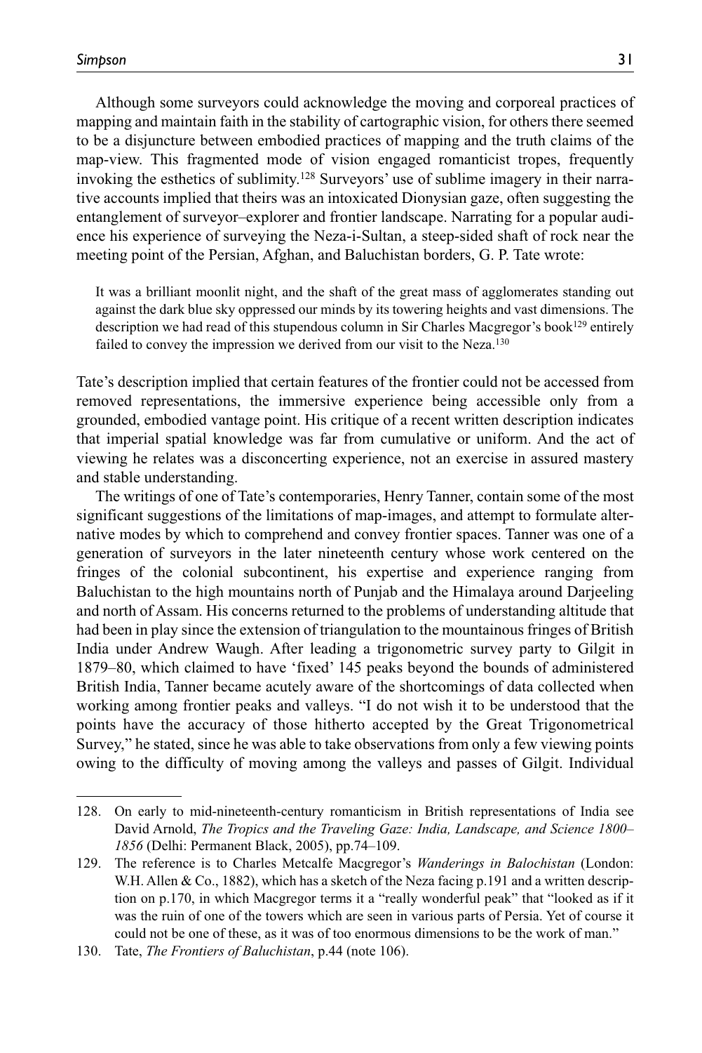Although some surveyors could acknowledge the moving and corporeal practices of mapping and maintain faith in the stability of cartographic vision, for others there seemed to be a disjuncture between embodied practices of mapping and the truth claims of the map-view. This fragmented mode of vision engaged romanticist tropes, frequently invoking the esthetics of sublimity.[128] Surveyors' use of sublime imagery in their narrative accounts implied that theirs was an intoxicated Dionysian gaze, often suggesting the entanglement of surveyor–explorer and frontier landscape. Narrating for a popular audience his experience of surveying the Neza-i-Sultan, a steep-sided shaft of rock near the meeting point of the Persian, Afghan, and Baluchistan borders, G. P. Tate wrote:

> It was a brilliant moonlit night, and the shaft of the great mass of agglomerates standing out against the dark blue sky oppressed our minds by its towering heights and vast dimensions. The description we had read of this stupendous column in Sir Charles Macgregor's book[129] entirely failed to convey the impression we derived from our visit to the Neza.[130]

Tate's description implied that certain features of the frontier could not be accessed from removed representations, the immersive experience being accessible only from a grounded, embodied vantage point. His critique of a recent written description indicates that imperial spatial knowledge was far from cumulative or uniform. And the act of viewing he relates was a disconcerting experience, not an exercise in assured mastery and stable understanding.

The writings of one of Tate's contemporaries, Henry Tanner, contain some of the most significant suggestions of the limitations of map-images, and attempt to formulate alternative modes by which to comprehend and convey frontier spaces. Tanner was one of a generation of surveyors in the later nineteenth century whose work centered on the fringes of the colonial subcontinent, his expertise and experience ranging from Baluchistan to the high mountains north of Punjab and the Himalaya around Darjeeling and north of Assam. His concerns returned to the problems of understanding altitude that had been in play since the extension of triangulation to the mountainous fringes of British India under Andrew Waugh. After leading a trigonometric survey party to Gilgit in 1879–80, which claimed to have 'fixed' 145 peaks beyond the bounds of administered British India, Tanner became acutely aware of the shortcomings of data collected when working among frontier peaks and valleys. "I do not wish it to be understood that the points have the accuracy of those hitherto accepted by the Great Trigonometrical Survey," he stated, since he was able to take observations from only a few viewing points owing to the difficulty of moving among the valleys and passes of Gilgit. Individual

128. On early to mid-nineteenth-century romanticism in British representations of India see David Arnold, *The Tropics and the Traveling Gaze: India, Landscape, and Science 1800–1856* (Delhi: Permanent Black, 2005), pp.74–109.

129. The reference is to Charles Metcalfe Macgregor's *Wanderings in Balochistan* (London: W.H. Allen & Co., 1882), which has a sketch of the Neza facing p.191 and a written description on p.170, in which Macgregor terms it a "really wonderful peak" that "looked as if it was the ruin of one of the towers which are seen in various parts of Persia. Yet of course it could not be one of these, as it was of too enormous dimensions to be the work of man."

130. Tate, *The Frontiers of Baluchistan*, p.44 (note 106).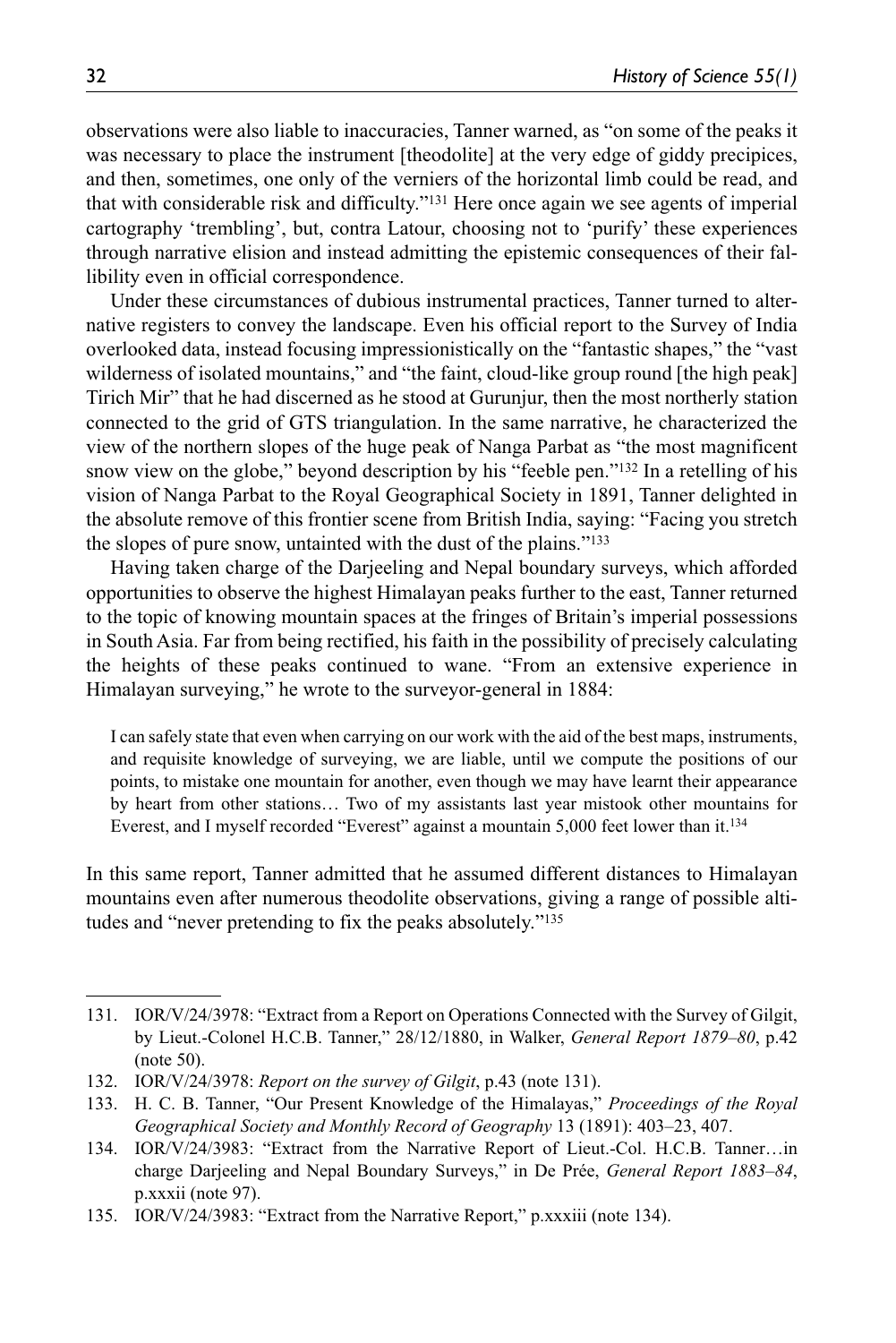observations were also liable to inaccuracies, Tanner warned, as "on some of the peaks it was necessary to place the instrument [theodolite] at the very edge of giddy precipices, and then, sometimes, one only of the verniers of the horizontal limb could be read, and that with considerable risk and difficulty."[131] Here once again we see agents of imperial cartography 'trembling', but, contra Latour, choosing not to 'purify' these experiences through narrative elision and instead admitting the epistemic consequences of their fallibility even in official correspondence.

Under these circumstances of dubious instrumental practices, Tanner turned to alternative registers to convey the landscape. Even his official report to the Survey of India overlooked data, instead focusing impressionistically on the "fantastic shapes," the "vast wilderness of isolated mountains," and "the faint, cloud-like group round [the high peak] Tirich Mir" that he had discerned as he stood at Gurunjur, then the most northerly station connected to the grid of GTS triangulation. In the same narrative, he characterized the view of the northern slopes of the huge peak of Nanga Parbat as "the most magnificent snow view on the globe," beyond description by his "feeble pen."[132] In a retelling of his vision of Nanga Parbat to the Royal Geographical Society in 1891, Tanner delighted in the absolute remove of this frontier scene from British India, saying: "Facing you stretch the slopes of pure snow, untainted with the dust of the plains."[133]

Having taken charge of the Darjeeling and Nepal boundary surveys, which afforded opportunities to observe the highest Himalayan peaks further to the east, Tanner returned to the topic of knowing mountain spaces at the fringes of Britain's imperial possessions in South Asia. Far from being rectified, his faith in the possibility of precisely calculating the heights of these peaks continued to wane. "From an extensive experience in Himalayan surveying," he wrote to the surveyor-general in 1884:

> I can safely state that even when carrying on our work with the aid of the best maps, instruments, and requisite knowledge of surveying, we are liable, until we compute the positions of our points, to mistake one mountain for another, even though we may have learnt their appearance by heart from other stations… Two of my assistants last year mistook other mountains for Everest, and I myself recorded "Everest" against a mountain 5,000 feet lower than it.[134]

In this same report, Tanner admitted that he assumed different distances to Himalayan mountains even after numerous theodolite observations, giving a range of possible altitudes and "never pretending to fix the peaks absolutely."[135]

---

131. IOR/V/24/3978: "Extract from a Report on Operations Connected with the Survey of Gilgit, by Lieut.-Colonel H.C.B. Tanner," 28/12/1880, in Walker, *General Report 1879–80*, p.42 (note 50).
132. IOR/V/24/3978: *Report on the survey of Gilgit*, p.43 (note 131).
133. H. C. B. Tanner, "Our Present Knowledge of the Himalayas," *Proceedings of the Royal Geographical Society and Monthly Record of Geography* 13 (1891): 403–23, 407.
134. IOR/V/24/3983: "Extract from the Narrative Report of Lieut.-Col. H.C.B. Tanner…in charge Darjeeling and Nepal Boundary Surveys," in De Prée, *General Report 1883–84*, p.xxxii (note 97).
135. IOR/V/24/3983: "Extract from the Narrative Report," p.xxxiii (note 134).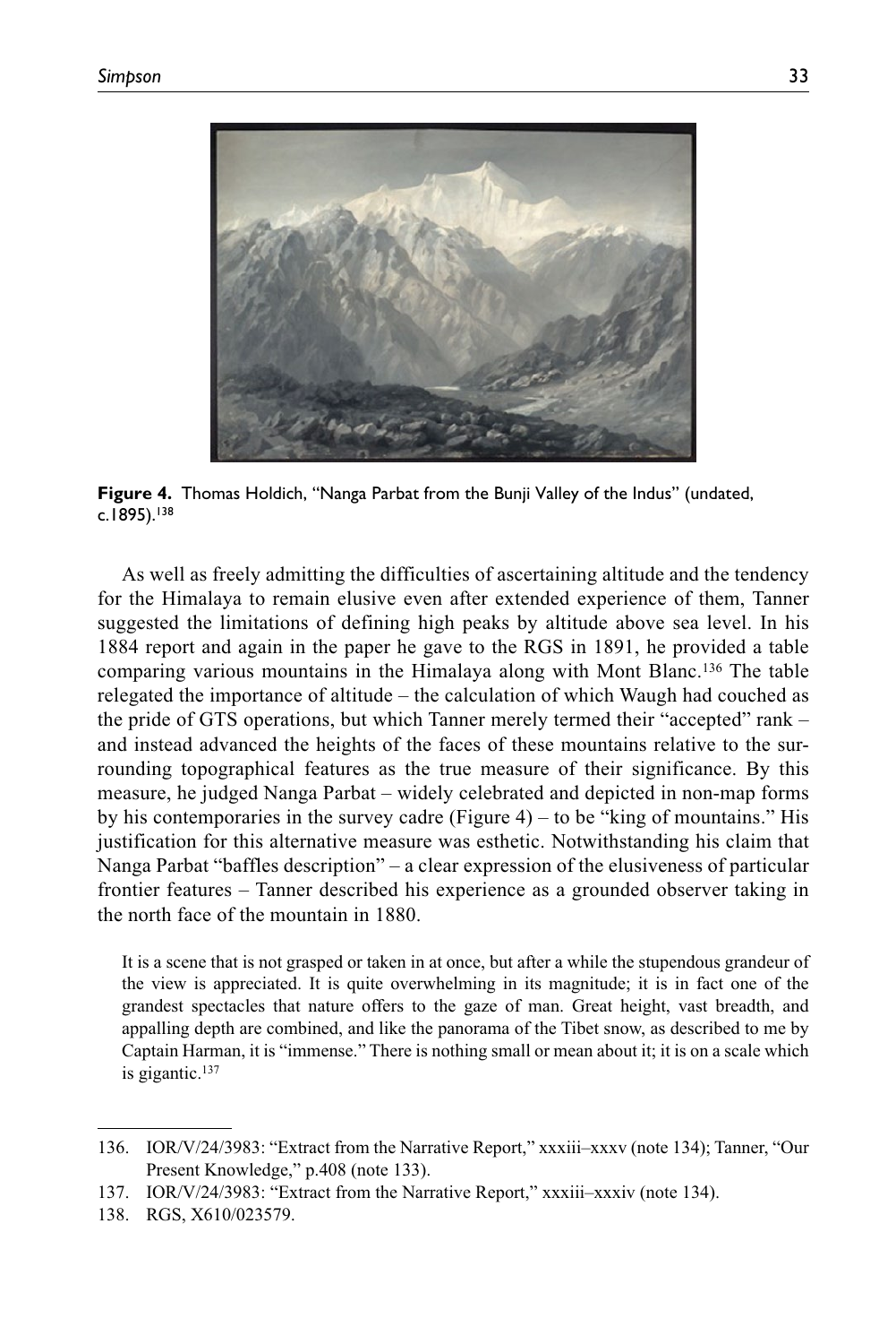**Figure 4.** Thomas Holdich, "Nanga Parbat from the Bunji Valley of the Indus" (undated, c.1895).[138]

As well as freely admitting the difficulties of ascertaining altitude and the tendency for the Himalaya to remain elusive even after extended experience of them, Tanner suggested the limitations of defining high peaks by altitude above sea level. In his 1884 report and again in the paper he gave to the RGS in 1891, he provided a table comparing various mountains in the Himalaya along with Mont Blanc.[136] The table relegated the importance of altitude – the calculation of which Waugh had couched as the pride of GTS operations, but which Tanner merely termed their "accepted" rank – and instead advanced the heights of the faces of these mountains relative to the surrounding topographical features as the true measure of their significance. By this measure, he judged Nanga Parbat – widely celebrated and depicted in non-map forms by his contemporaries in the survey cadre (Figure 4) – to be "king of mountains." His justification for this alternative measure was esthetic. Notwithstanding his claim that Nanga Parbat "baffles description" – a clear expression of the elusiveness of particular frontier features – Tanner described his experience as a grounded observer taking in the north face of the mountain in 1880.

> It is a scene that is not grasped or taken in at once, but after a while the stupendous grandeur of the view is appreciated. It is quite overwhelming in its magnitude; it is in fact one of the grandest spectacles that nature offers to the gaze of man. Great height, vast breadth, and appalling depth are combined, and like the panorama of the Tibet snow, as described to me by Captain Harman, it is "immense." There is nothing small or mean about it; it is on a scale which is gigantic.[137]

136. IOR/V/24/3983: "Extract from the Narrative Report," xxxiii–xxxv (note 134); Tanner, "Our Present Knowledge," p.408 (note 133).

137. IOR/V/24/3983: "Extract from the Narrative Report," xxxiii–xxxiv (note 134).

138. RGS, X610/023579.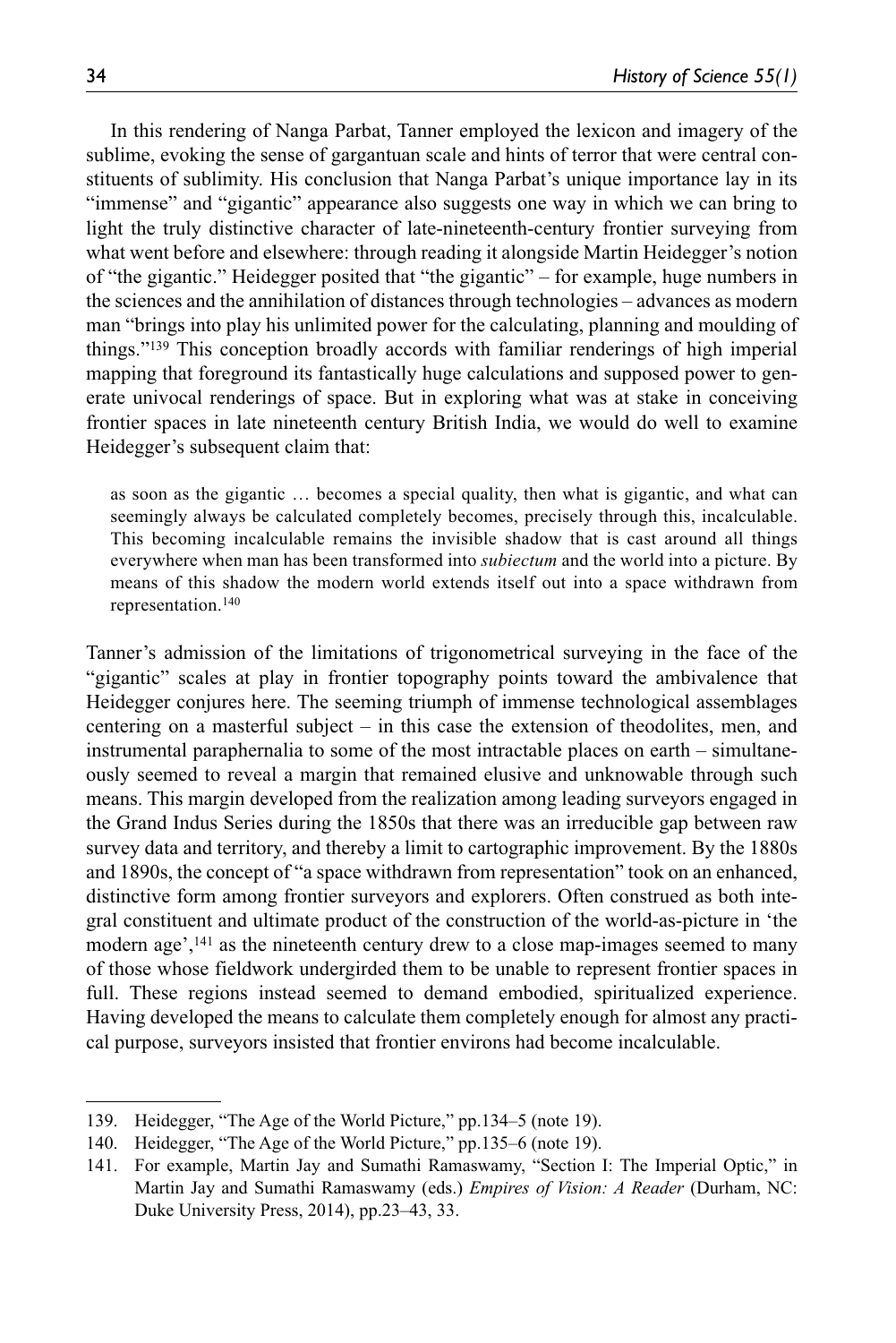In this rendering of Nanga Parbat, Tanner employed the lexicon and imagery of the sublime, evoking the sense of gargantuan scale and hints of terror that were central constituents of sublimity. His conclusion that Nanga Parbat's unique importance lay in its "immense" and "gigantic" appearance also suggests one way in which we can bring to light the truly distinctive character of late-nineteenth-century frontier surveying from what went before and elsewhere: through reading it alongside Martin Heidegger's notion of "the gigantic." Heidegger posited that "the gigantic" – for example, huge numbers in the sciences and the annihilation of distances through technologies – advances as modern man "brings into play his unlimited power for the calculating, planning and moulding of things."[139] This conception broadly accords with familiar renderings of high imperial mapping that foreground its fantastically huge calculations and supposed power to generate univocal renderings of space. But in exploring what was at stake in conceiving frontier spaces in late nineteenth century British India, we would do well to examine Heidegger's subsequent claim that:

> as soon as the gigantic … becomes a special quality, then what is gigantic, and what can seemingly always be calculated completely becomes, precisely through this, incalculable. This becoming incalculable remains the invisible shadow that is cast around all things everywhere when man has been transformed into *subiectum* and the world into a picture. By means of this shadow the modern world extends itself out into a space withdrawn from representation.[140]

Tanner's admission of the limitations of trigonometrical surveying in the face of the "gigantic" scales at play in frontier topography points toward the ambivalence that Heidegger conjures here. The seeming triumph of immense technological assemblages centering on a masterful subject – in this case the extension of theodolites, men, and instrumental paraphernalia to some of the most intractable places on earth – simultaneously seemed to reveal a margin that remained elusive and unknowable through such means. This margin developed from the realization among leading surveyors engaged in the Grand Indus Series during the 1850s that there was an irreducible gap between raw survey data and territory, and thereby a limit to cartographic improvement. By the 1880s and 1890s, the concept of "a space withdrawn from representation" took on an enhanced, distinctive form among frontier surveyors and explorers. Often construed as both integral constituent and ultimate product of the construction of the world-as-picture in 'the modern age',[141] as the nineteenth century drew to a close map-images seemed to many of those whose fieldwork undergirded them to be unable to represent frontier spaces in full. These regions instead seemed to demand embodied, spiritualized experience. Having developed the means to calculate them completely enough for almost any practical purpose, surveyors insisted that frontier environs had become incalculable.

139. Heidegger, "The Age of the World Picture," pp.134–5 (note 19).
140. Heidegger, "The Age of the World Picture," pp.135–6 (note 19).
141. For example, Martin Jay and Sumathi Ramaswamy, "Section I: The Imperial Optic," in Martin Jay and Sumathi Ramaswamy (eds.) *Empires of Vision: A Reader* (Durham, NC: Duke University Press, 2014), pp.23–43, 33.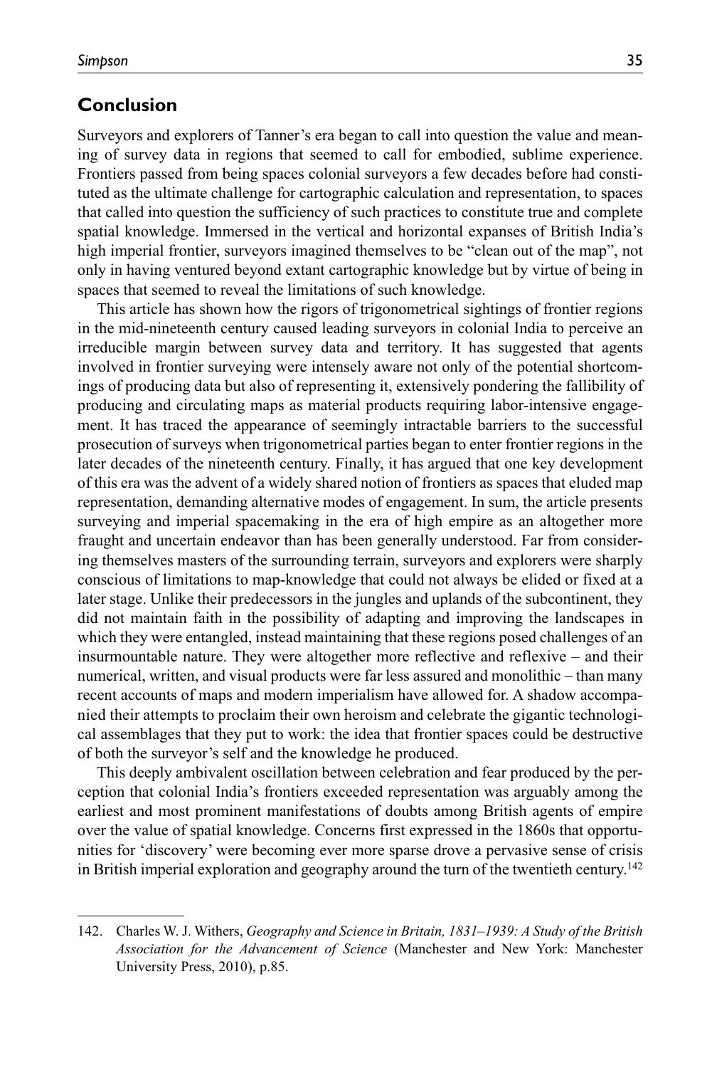## Conclusion

Surveyors and explorers of Tanner's era began to call into question the value and meaning of survey data in regions that seemed to call for embodied, sublime experience. Frontiers passed from being spaces colonial surveyors a few decades before had constituted as the ultimate challenge for cartographic calculation and representation, to spaces that called into question the sufficiency of such practices to constitute true and complete spatial knowledge. Immersed in the vertical and horizontal expanses of British India's high imperial frontier, surveyors imagined themselves to be "clean out of the map", not only in having ventured beyond extant cartographic knowledge but by virtue of being in spaces that seemed to reveal the limitations of such knowledge.

This article has shown how the rigors of trigonometrical sightings of frontier regions in the mid-nineteenth century caused leading surveyors in colonial India to perceive an irreducible margin between survey data and territory. It has suggested that agents involved in frontier surveying were intensely aware not only of the potential shortcomings of producing data but also of representing it, extensively pondering the fallibility of producing and circulating maps as material products requiring labor-intensive engagement. It has traced the appearance of seemingly intractable barriers to the successful prosecution of surveys when trigonometrical parties began to enter frontier regions in the later decades of the nineteenth century. Finally, it has argued that one key development of this era was the advent of a widely shared notion of frontiers as spaces that eluded map representation, demanding alternative modes of engagement. In sum, the article presents surveying and imperial spacemaking in the era of high empire as an altogether more fraught and uncertain endeavor than has been generally understood. Far from considering themselves masters of the surrounding terrain, surveyors and explorers were sharply conscious of limitations to map-knowledge that could not always be elided or fixed at a later stage. Unlike their predecessors in the jungles and uplands of the subcontinent, they did not maintain faith in the possibility of adapting and improving the landscapes in which they were entangled, instead maintaining that these regions posed challenges of an insurmountable nature. They were altogether more reflective and reflexive – and their numerical, written, and visual products were far less assured and monolithic – than many recent accounts of maps and modern imperialism have allowed for. A shadow accompanied their attempts to proclaim their own heroism and celebrate the gigantic technological assemblages that they put to work: the idea that frontier spaces could be destructive of both the surveyor's self and the knowledge he produced.

This deeply ambivalent oscillation between celebration and fear produced by the perception that colonial India's frontiers exceeded representation was arguably among the earliest and most prominent manifestations of doubts among British agents of empire over the value of spatial knowledge. Concerns first expressed in the 1860s that opportunities for 'discovery' were becoming ever more sparse drove a pervasive sense of crisis in British imperial exploration and geography around the turn of the twentieth century.[142]

---

142. Charles W. J. Withers, *Geography and Science in Britain, 1831–1939: A Study of the British Association for the Advancement of Science* (Manchester and New York: Manchester University Press, 2010), p.85.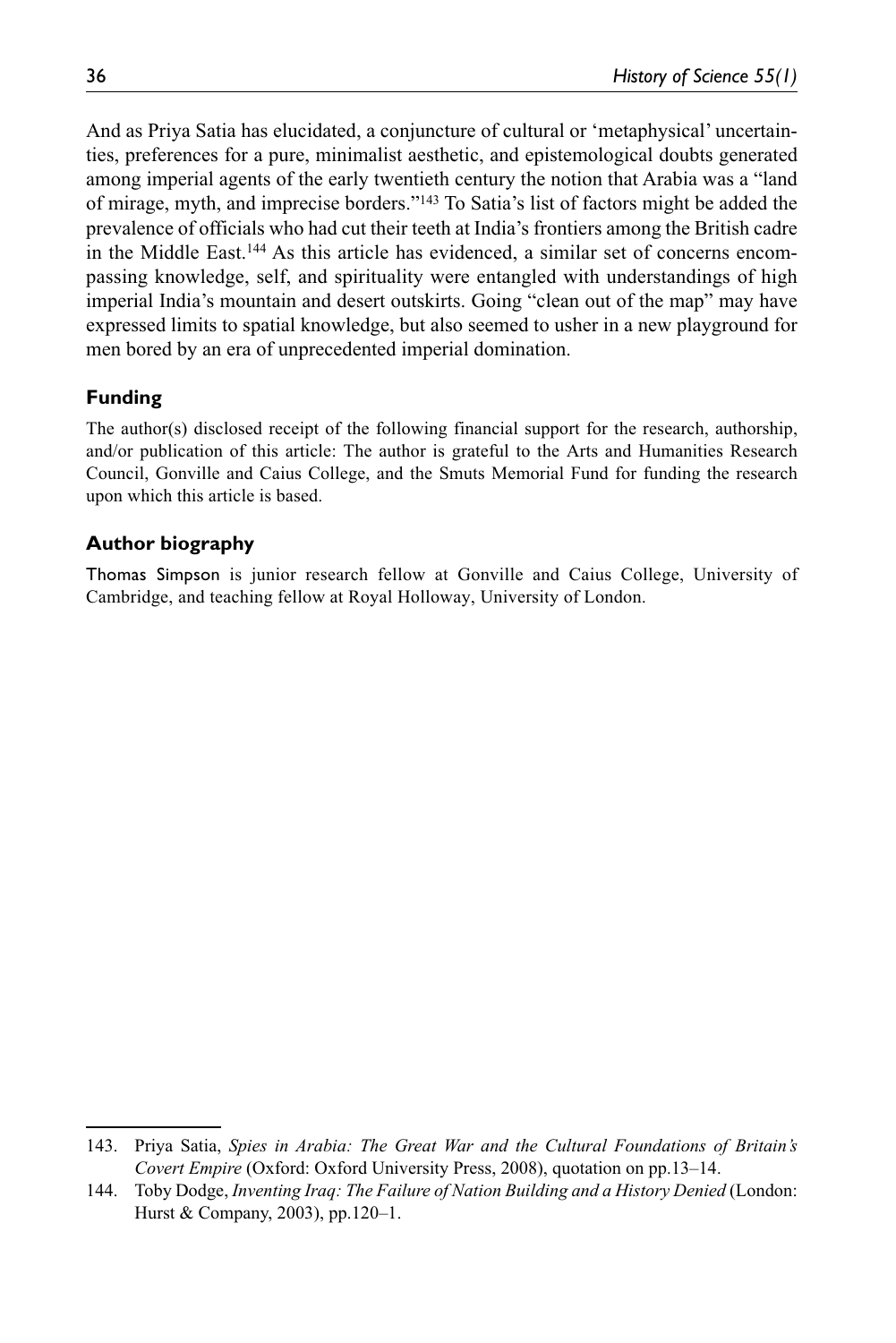And as Priya Satia has elucidated, a conjuncture of cultural or 'metaphysical' uncertainties, preferences for a pure, minimalist aesthetic, and epistemological doubts generated among imperial agents of the early twentieth century the notion that Arabia was a "land of mirage, myth, and imprecise borders."[143] To Satia's list of factors might be added the prevalence of officials who had cut their teeth at India's frontiers among the British cadre in the Middle East.[144] As this article has evidenced, a similar set of concerns encompassing knowledge, self, and spirituality were entangled with understandings of high imperial India's mountain and desert outskirts. Going "clean out of the map" may have expressed limits to spatial knowledge, but also seemed to usher in a new playground for men bored by an era of unprecedented imperial domination.

## Funding

The author(s) disclosed receipt of the following financial support for the research, authorship, and/or publication of this article: The author is grateful to the Arts and Humanities Research Council, Gonville and Caius College, and the Smuts Memorial Fund for funding the research upon which this article is based.

## Author biography

Thomas Simpson is junior research fellow at Gonville and Caius College, University of Cambridge, and teaching fellow at Royal Holloway, University of London.

---

143. Priya Satia, *Spies in Arabia: The Great War and the Cultural Foundations of Britain's Covert Empire* (Oxford: Oxford University Press, 2008), quotation on pp.13–14.
144. Toby Dodge, *Inventing Iraq: The Failure of Nation Building and a History Denied* (London: Hurst & Company, 2003), pp.120–1.